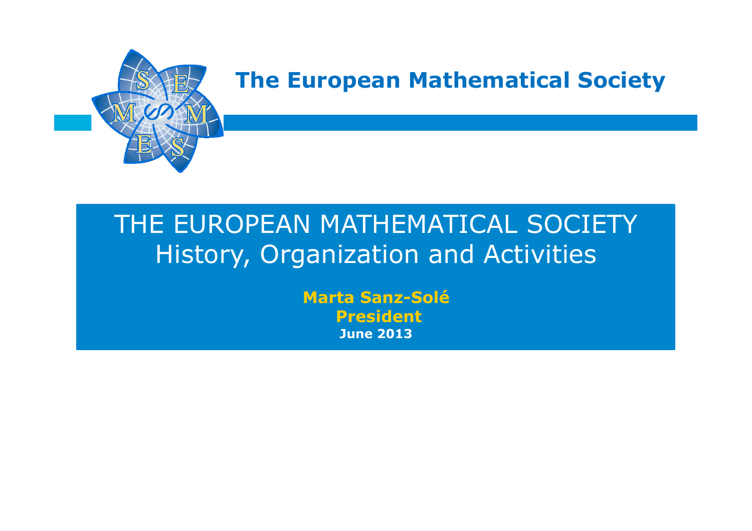The European Mathematical Society

# THE EUROPEAN MATHEMATICAL SOCIETY
## History, Organization and Activities

**Marta Sanz-Solé**
**President**
**June 2013**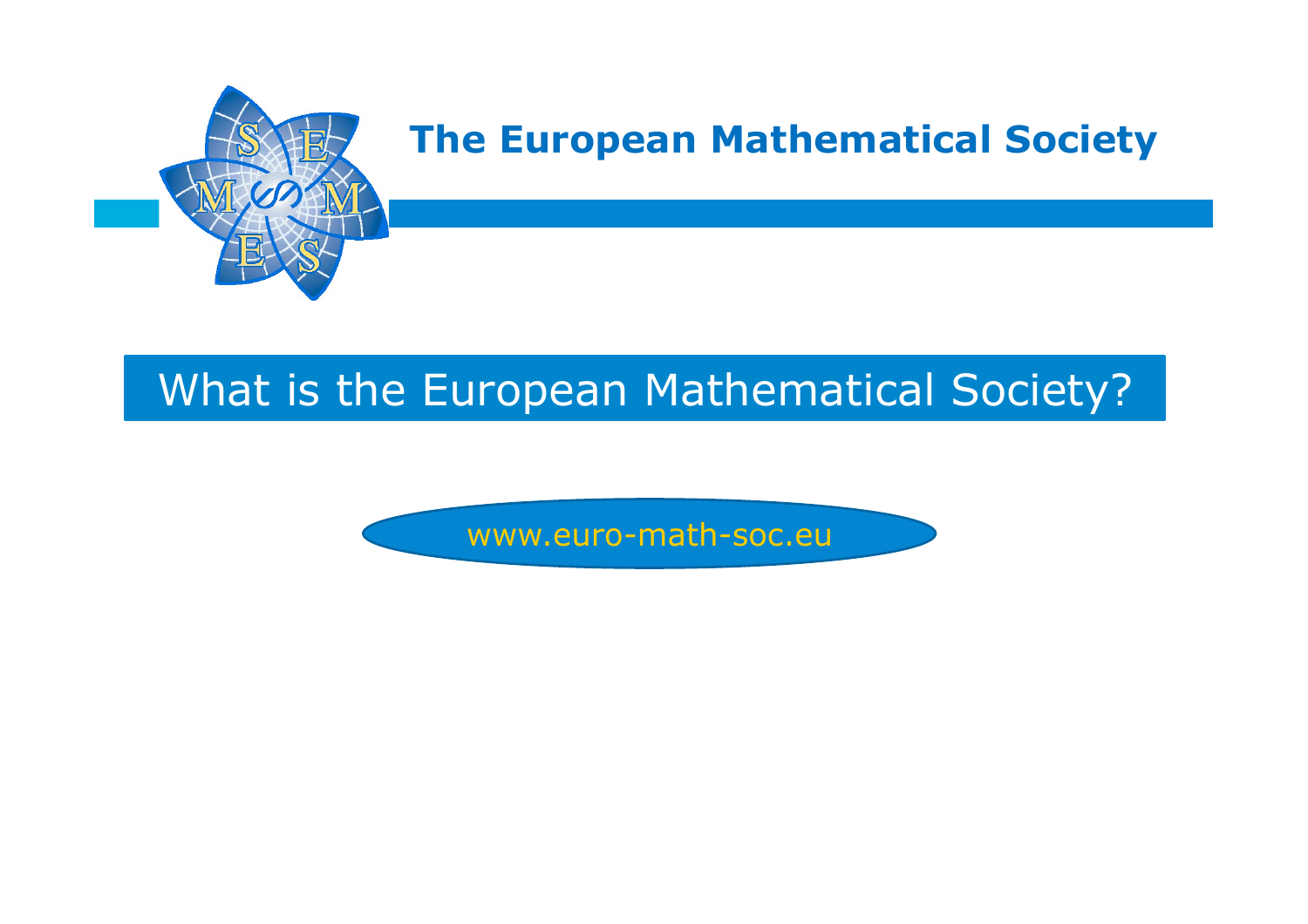# The European Mathematical Society

## What is the European Mathematical Society?

www.euro-math-soc.eu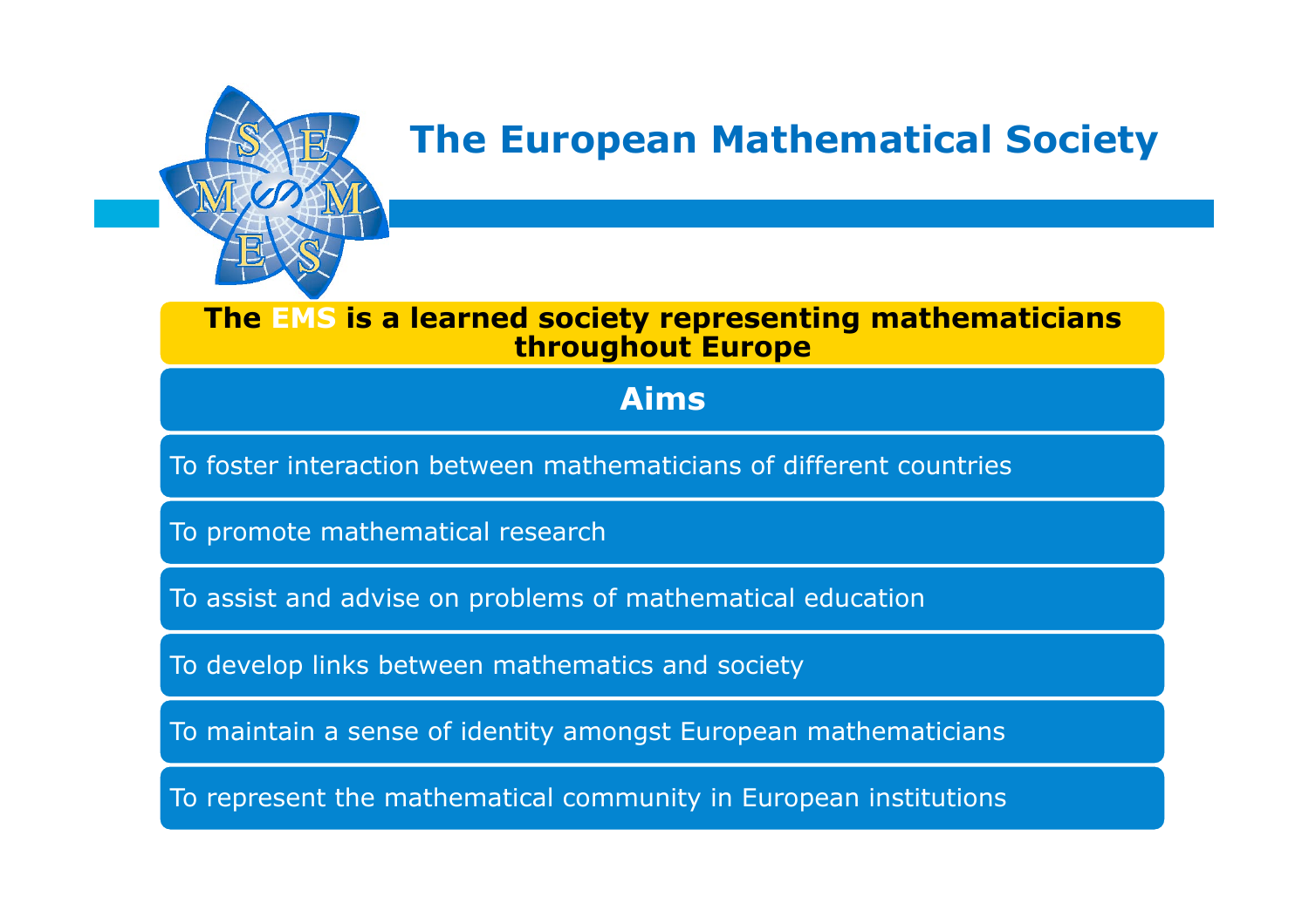# The European Mathematical Society

**The EMS is a learned society representing mathematicians throughout Europe**

## Aims

- To foster interaction between mathematicians of different countries
- To promote mathematical research
- To assist and advise on problems of mathematical education
- To develop links between mathematics and society
- To maintain a sense of identity amongst European mathematicians
- To represent the mathematical community in European institutions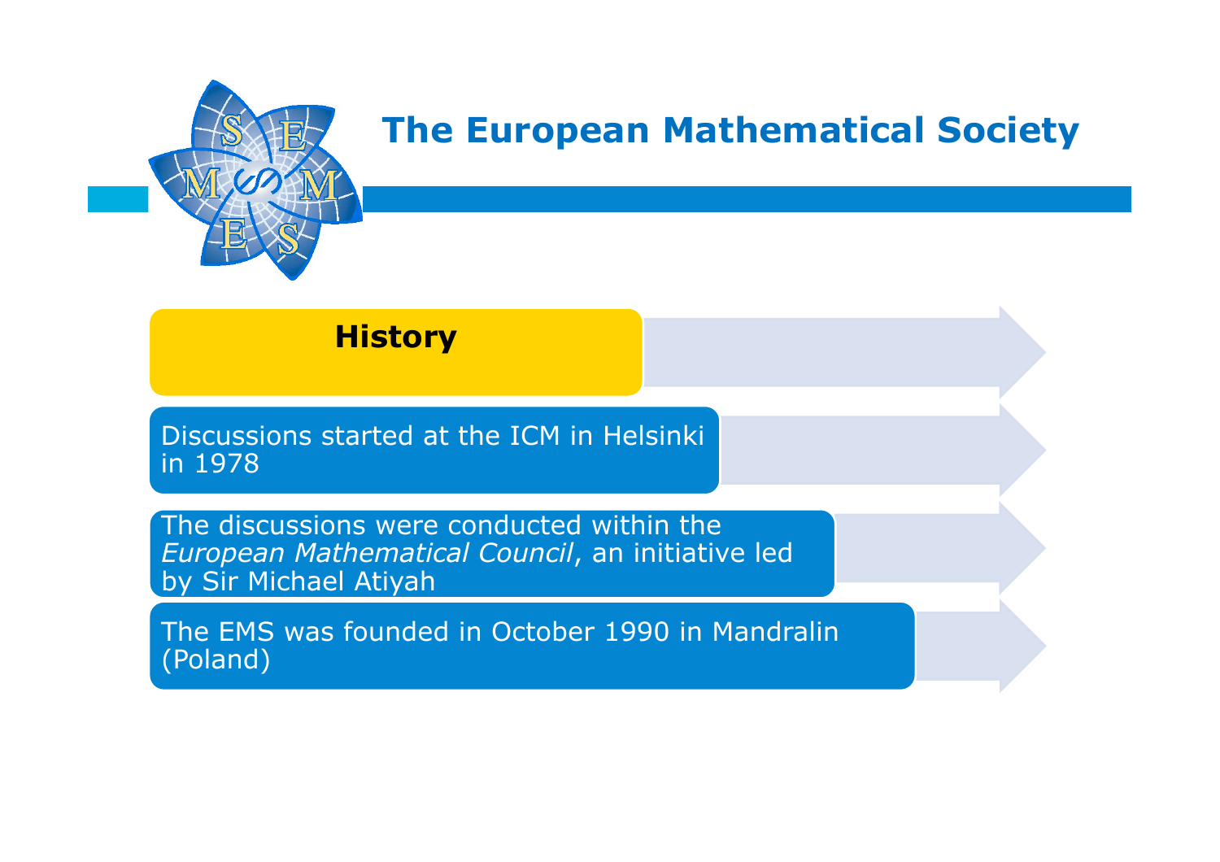# The European Mathematical Society

## History

- Discussions started at the ICM in Helsinki in 1978
- The discussions were conducted within the *European Mathematical Council*, an initiative led by Sir Michael Atiyah
- The EMS was founded in October 1990 in Mandralin (Poland)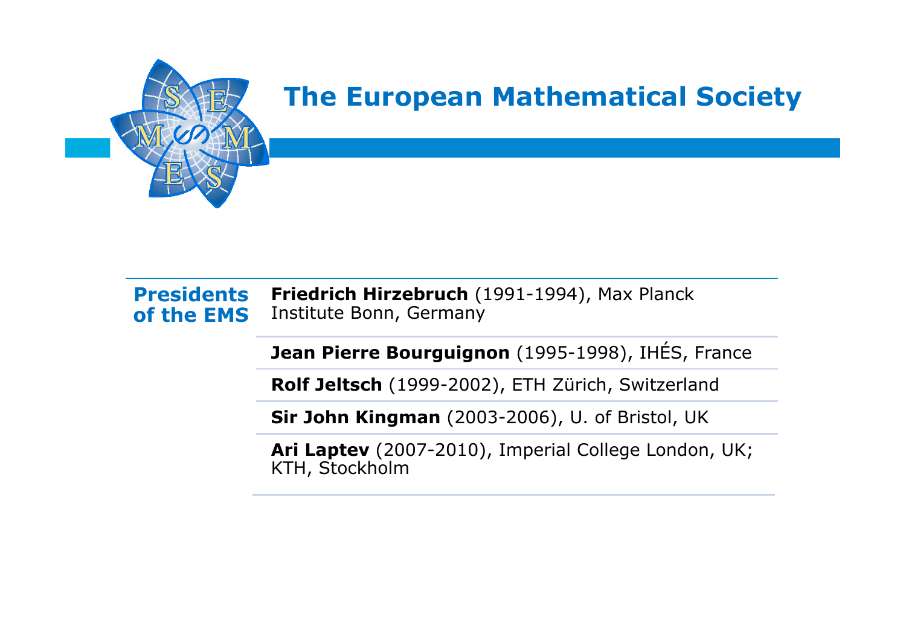# The European Mathematical Society

| **Presidents of the EMS** | |
|---|---|
| | **Friedrich Hirzebruch** (1991-1994), Max Planck Institute Bonn, Germany |
| | **Jean Pierre Bourguignon** (1995-1998), IHÉS, France |
| | **Rolf Jeltsch** (1999-2002), ETH Zürich, Switzerland |
| | **Sir John Kingman** (2003-2006), U. of Bristol, UK |
| | **Ari Laptev** (2007-2010), Imperial College London, UK; KTH, Stockholm |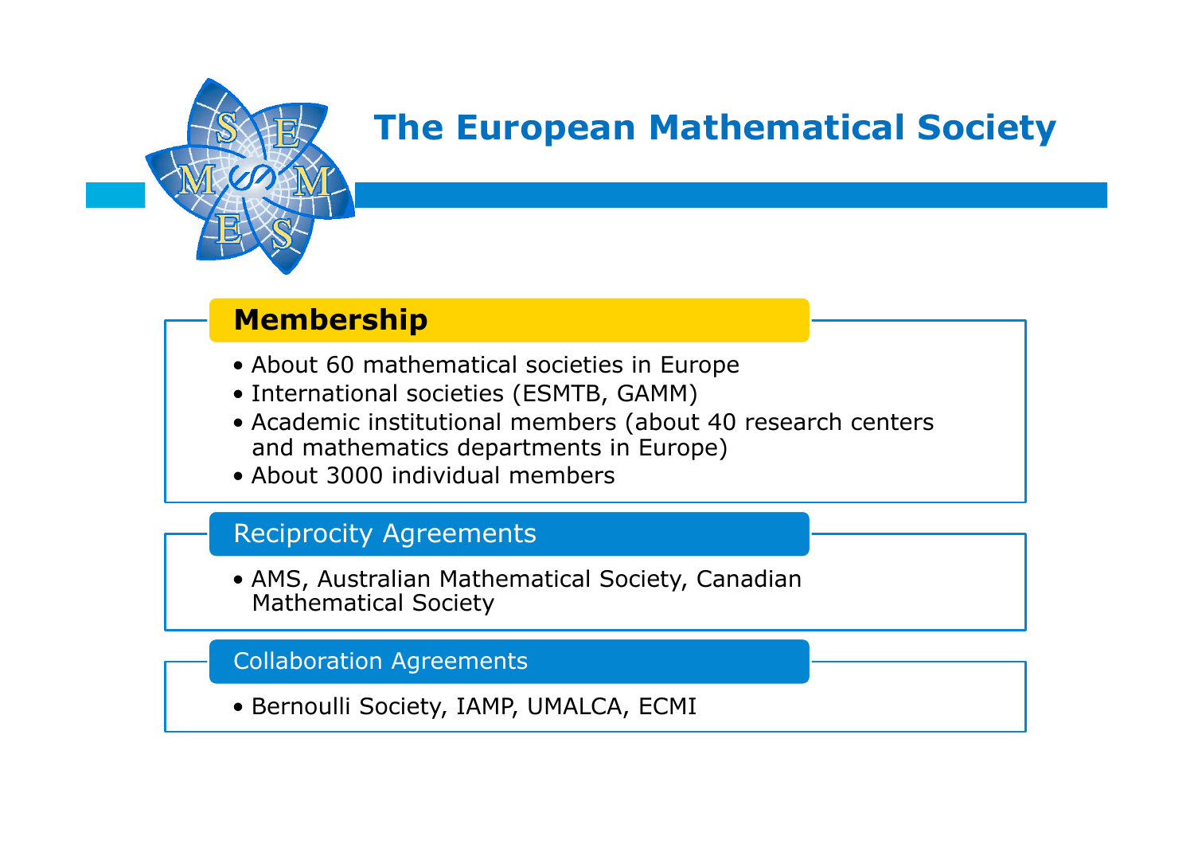# The European Mathematical Society

## Membership

- About 60 mathematical societies in Europe
- International societies (ESMTB, GAMM)
- Academic institutional members (about 40 research centers and mathematics departments in Europe)
- About 3000 individual members

## Reciprocity Agreements

- AMS, Australian Mathematical Society, Canadian Mathematical Society

## Collaboration Agreements

- Bernoulli Society, IAMP, UMALCA, ECMI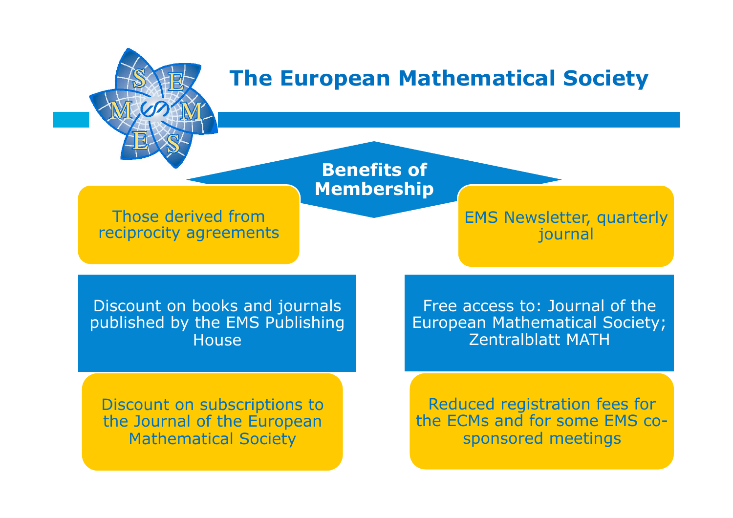# The European Mathematical Society

## Benefits of Membership

- Those derived from reciprocity agreements
- EMS Newsletter, quarterly journal
- Discount on books and journals published by the EMS Publishing House
- Free access to: Journal of the European Mathematical Society; Zentralblatt MATH
- Discount on subscriptions to the Journal of the European Mathematical Society
- Reduced registration fees for the ECMs and for some EMS co-sponsored meetings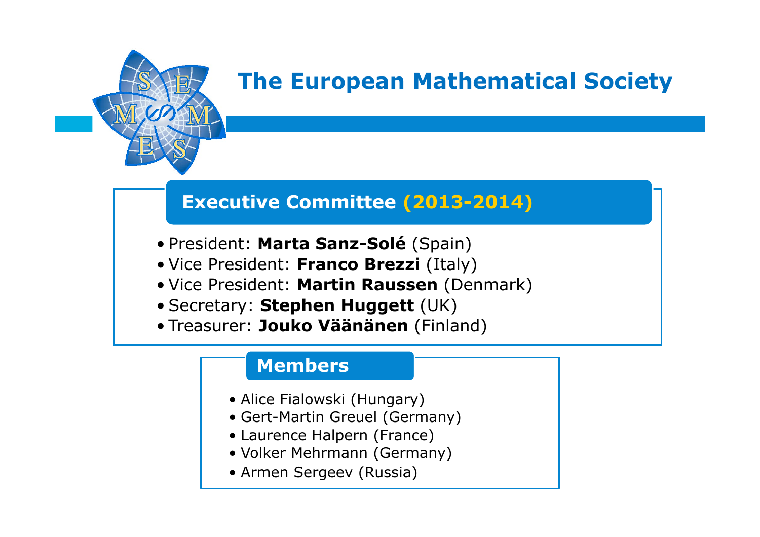# The European Mathematical Society

## Executive Committee (2013-2014)

- President: **Marta Sanz-Solé** (Spain)
- Vice President: **Franco Brezzi** (Italy)
- Vice President: **Martin Raussen** (Denmark)
- Secretary: **Stephen Huggett** (UK)
- Treasurer: **Jouko Väänänen** (Finland)

## Members

- Alice Fialowski (Hungary)
- Gert-Martin Greuel (Germany)
- Laurence Halpern (France)
- Volker Mehrmann (Germany)
- Armen Sergeev (Russia)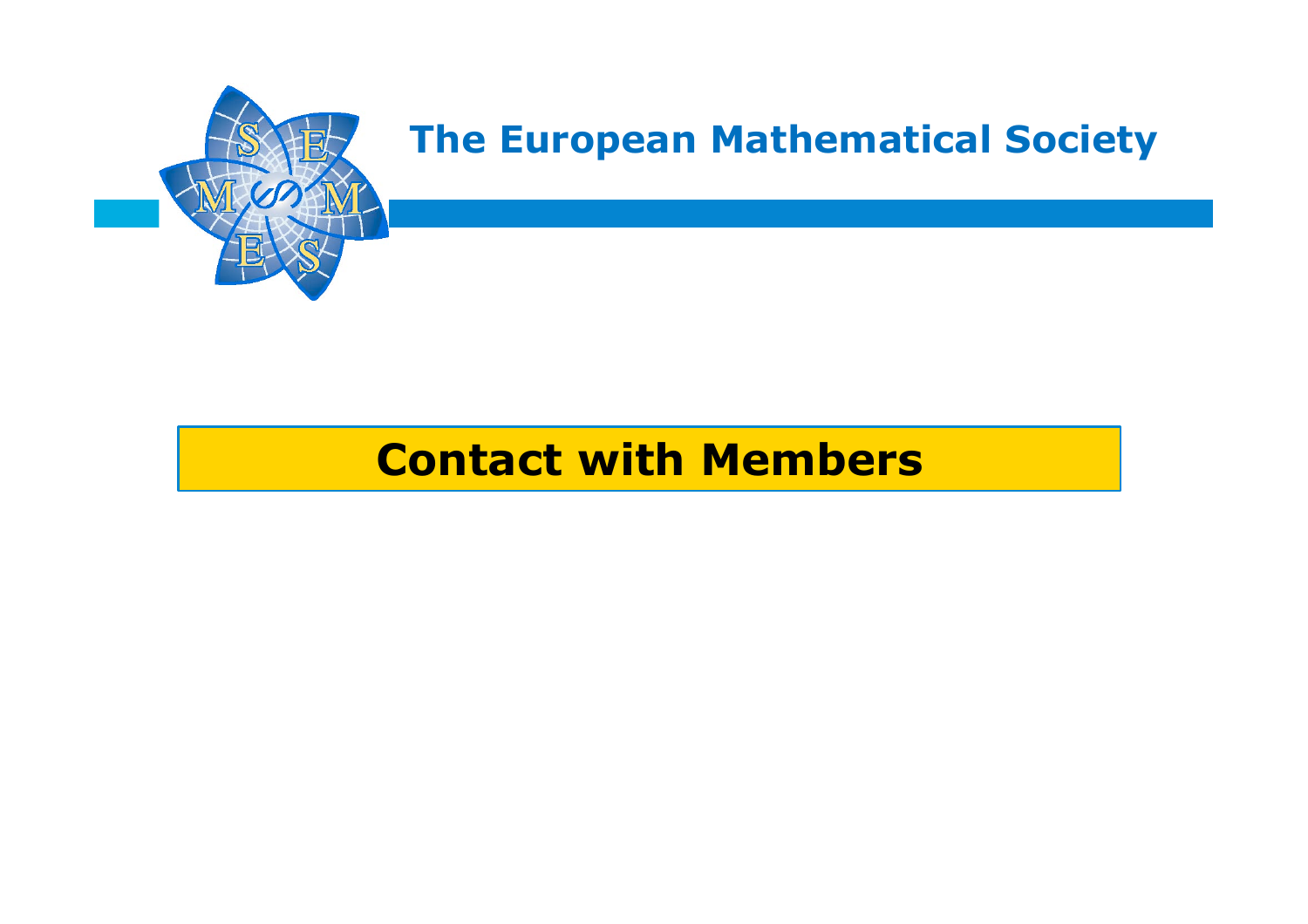The European Mathematical Society

# Contact with Members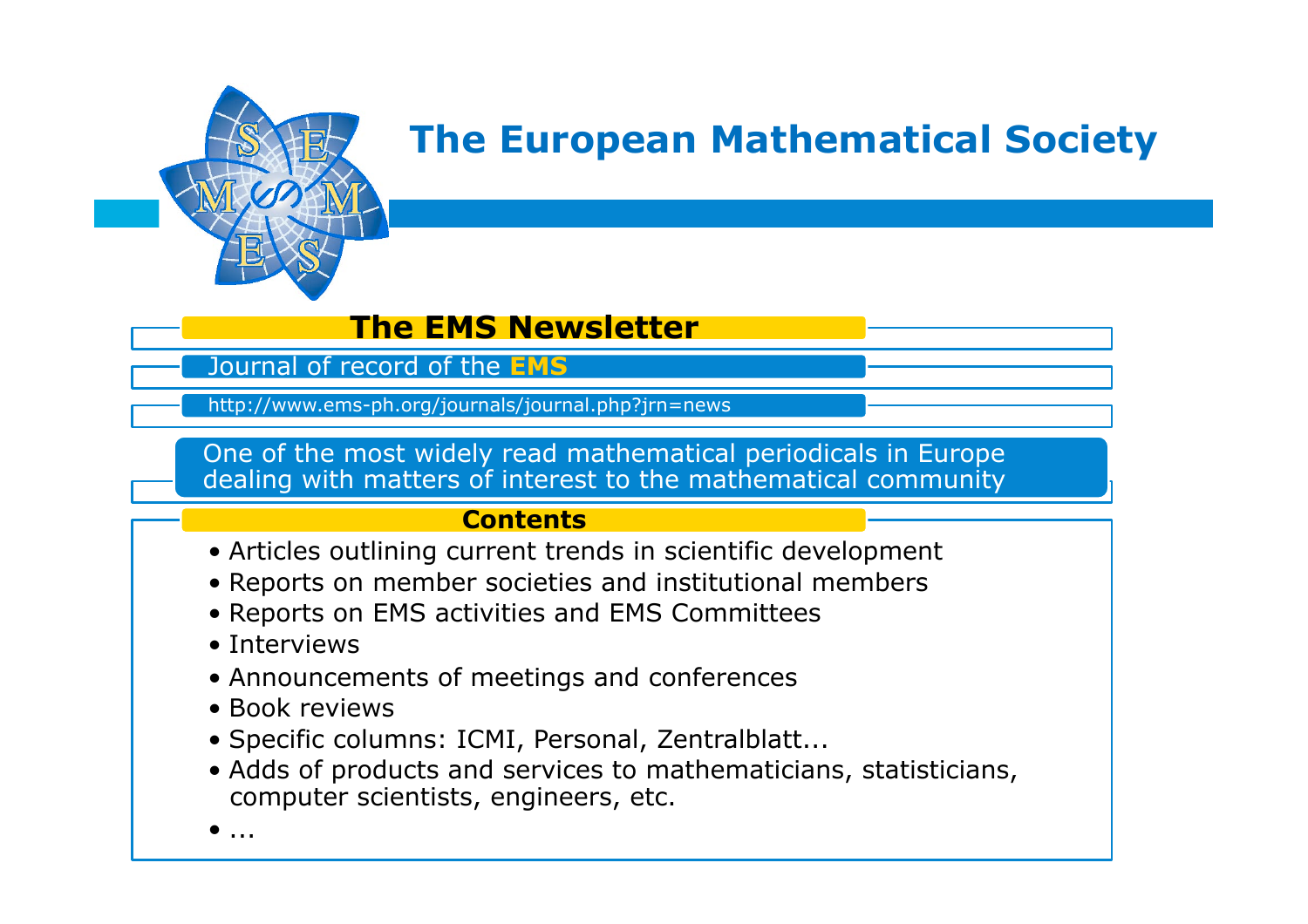# The European Mathematical Society

## The EMS Newsletter

Journal of record of the **EMS**

http://www.ems-ph.org/journals/journal.php?jrn=news

One of the most widely read mathematical periodicals in Europe dealing with matters of interest to the mathematical community

### Contents

- Articles outlining current trends in scientific development
- Reports on member societies and institutional members
- Reports on EMS activities and EMS Committees
- Interviews
- Announcements of meetings and conferences
- Book reviews
- Specific columns: ICMI, Personal, Zentralblatt...
- Adds of products and services to mathematicians, statisticians, computer scientists, engineers, etc.
- ...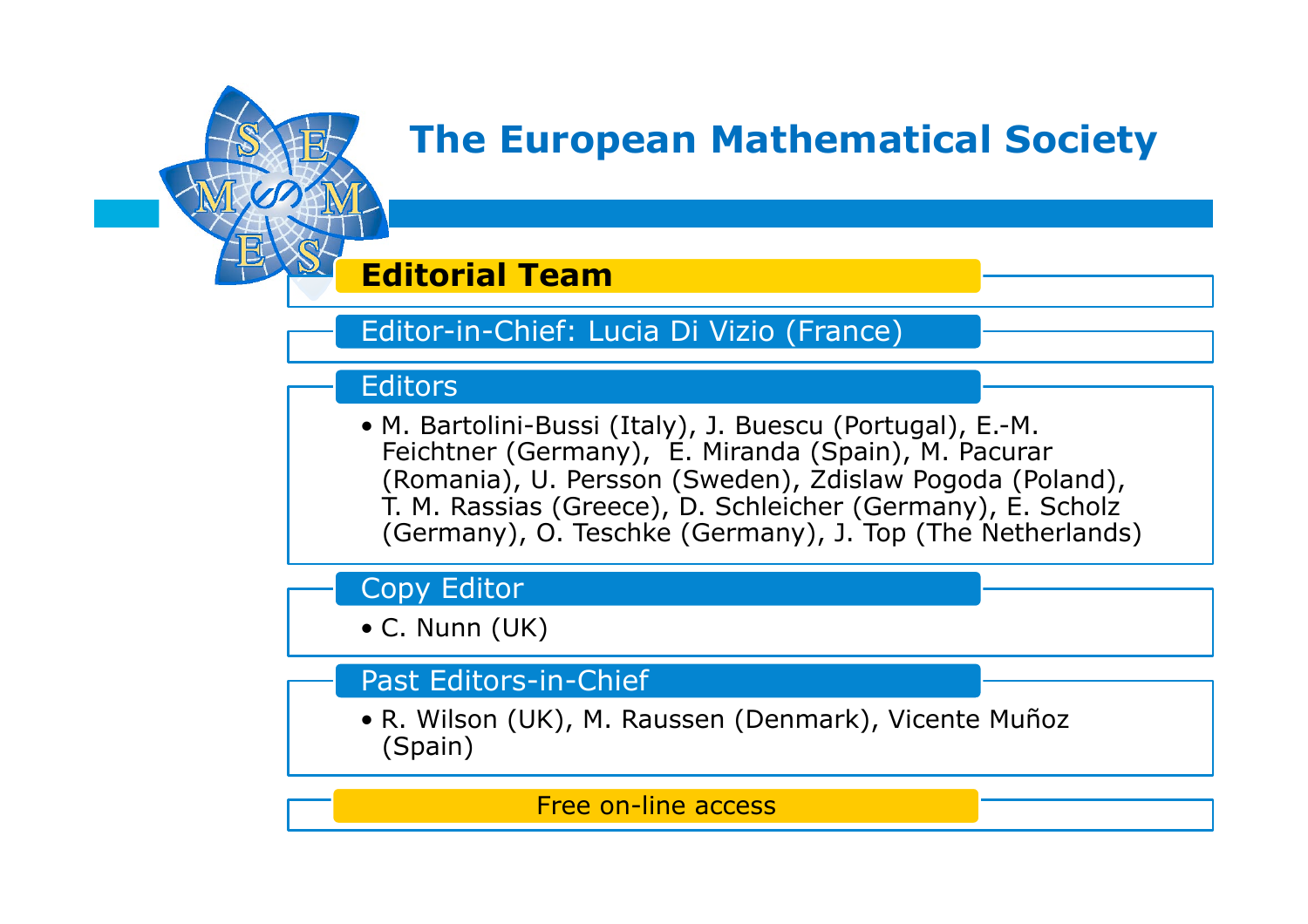# The European Mathematical Society

## Editorial Team

### Editor-in-Chief: Lucia Di Vizio (France)

### Editors

- M. Bartolini-Bussi (Italy), J. Buescu (Portugal), E.-M. Feichtner (Germany), E. Miranda (Spain), M. Pacurar (Romania), U. Persson (Sweden), Zdislaw Pogoda (Poland), T. M. Rassias (Greece), D. Schleicher (Germany), E. Scholz (Germany), O. Teschke (Germany), J. Top (The Netherlands)

### Copy Editor

- C. Nunn (UK)

### Past Editors-in-Chief

- R. Wilson (UK), M. Raussen (Denmark), Vicente Muñoz (Spain)

**Free on-line access**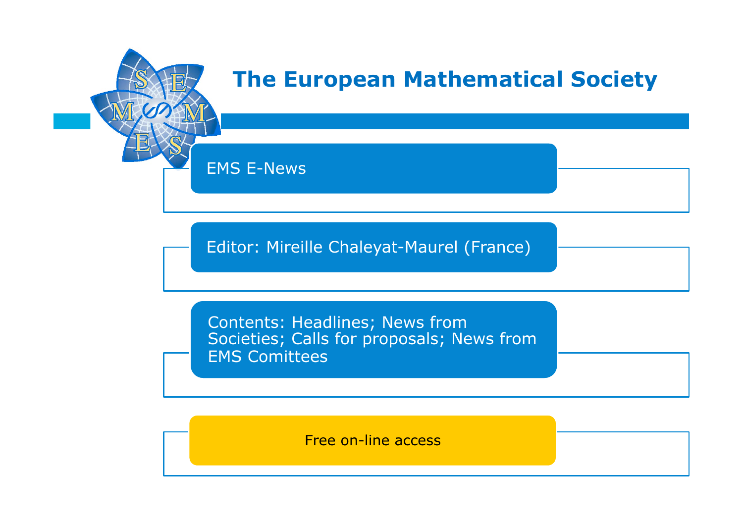# The European Mathematical Society

EMS E-News

Editor: Mireille Chaleyat-Maurel (France)

Contents: Headlines; News from Societies; Calls for proposals; News from EMS Comittees

Free on-line access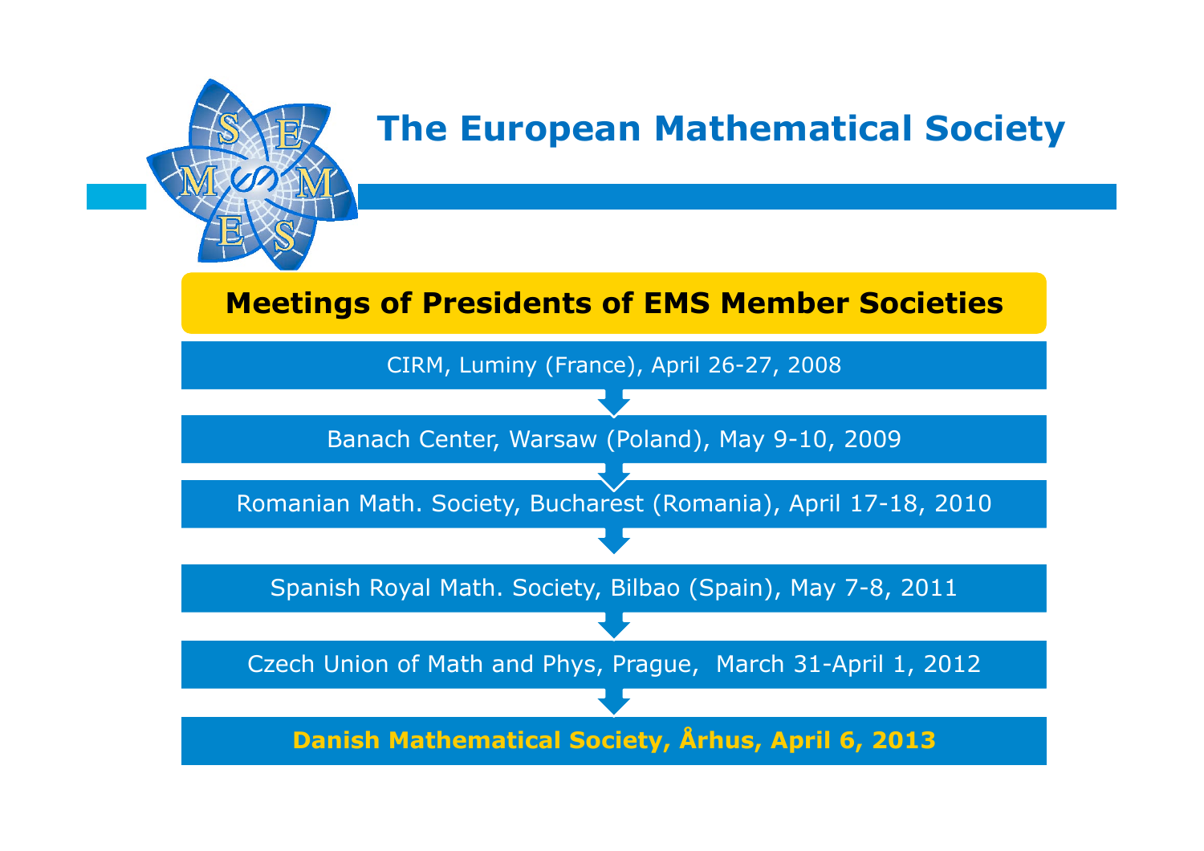# The European Mathematical Society

## Meetings of Presidents of EMS Member Societies

- CIRM, Luminy (France), April 26-27, 2008
- Banach Center, Warsaw (Poland), May 9-10, 2009
- Romanian Math. Society, Bucharest (Romania), April 17-18, 2010
- Spanish Royal Math. Society, Bilbao (Spain), May 7-8, 2011
- Czech Union of Math and Phys, Prague, March 31-April 1, 2012
- **Danish Mathematical Society, Århus, April 6, 2013**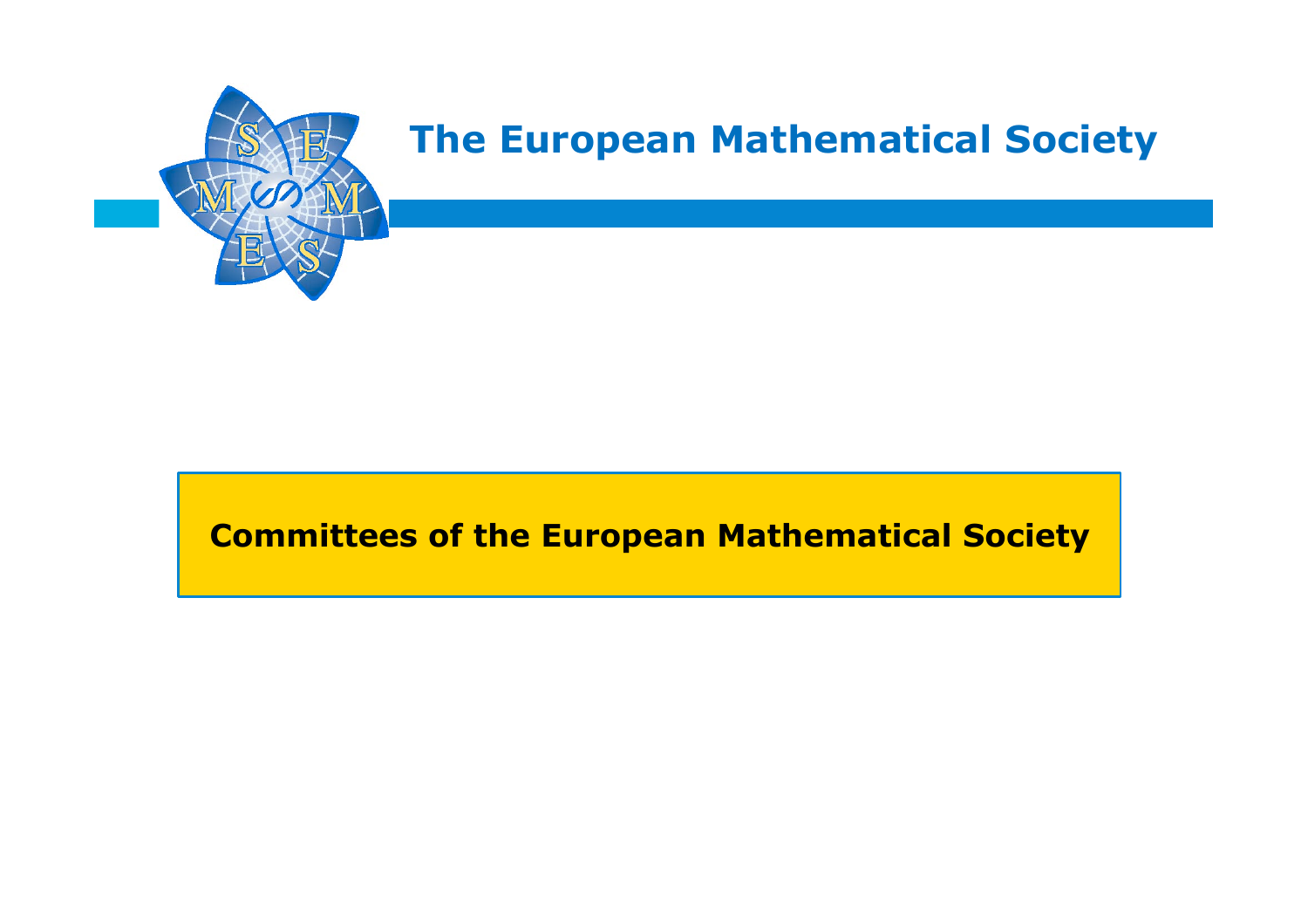# The European Mathematical Society

## Committees of the European Mathematical Society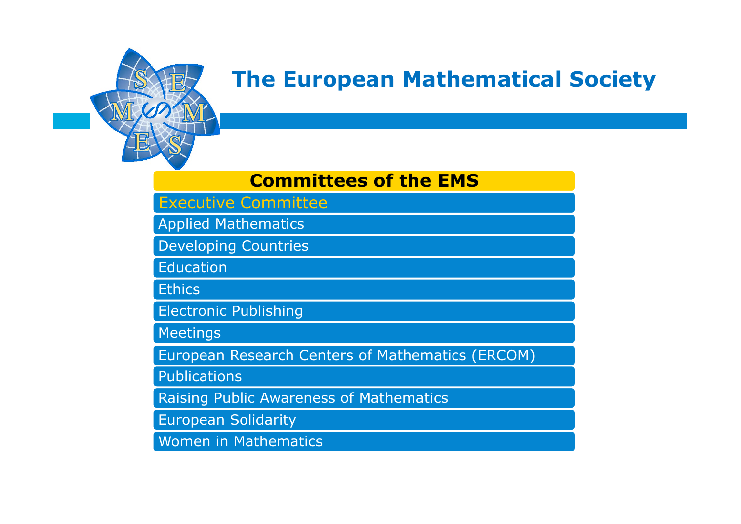# The European Mathematical Society

## Committees of the EMS

- Executive Committee
- Applied Mathematics
- Developing Countries
- Education
- Ethics
- Electronic Publishing
- Meetings
- European Research Centers of Mathematics (ERCOM)
- Publications
- Raising Public Awareness of Mathematics
- European Solidarity
- Women in Mathematics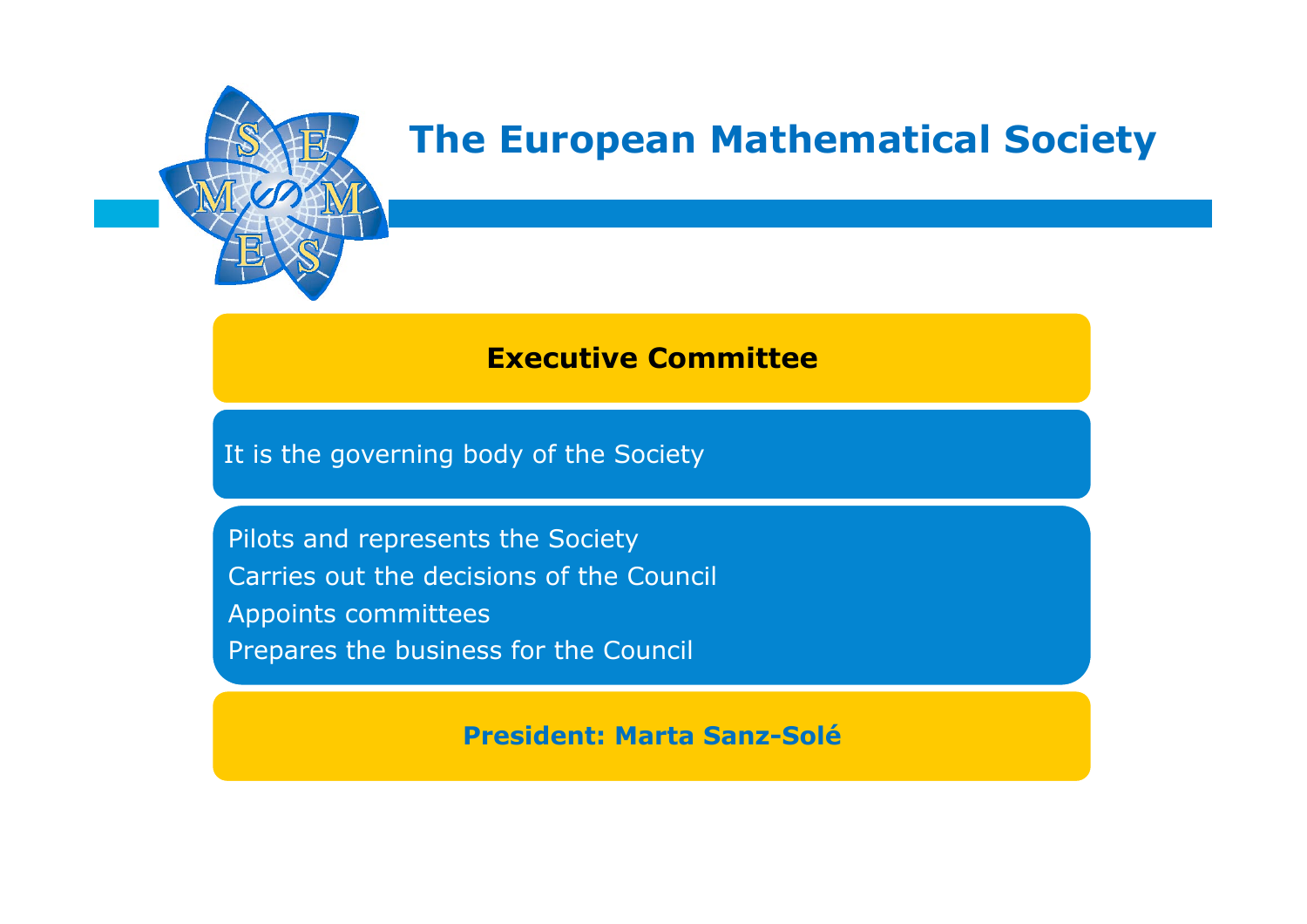# The European Mathematical Society

## Executive Committee

It is the governing body of the Society

- Pilots and represents the Society
- Carries out the decisions of the Council
- Appoints committees
- Prepares the business for the Council

**President: Marta Sanz-Solé**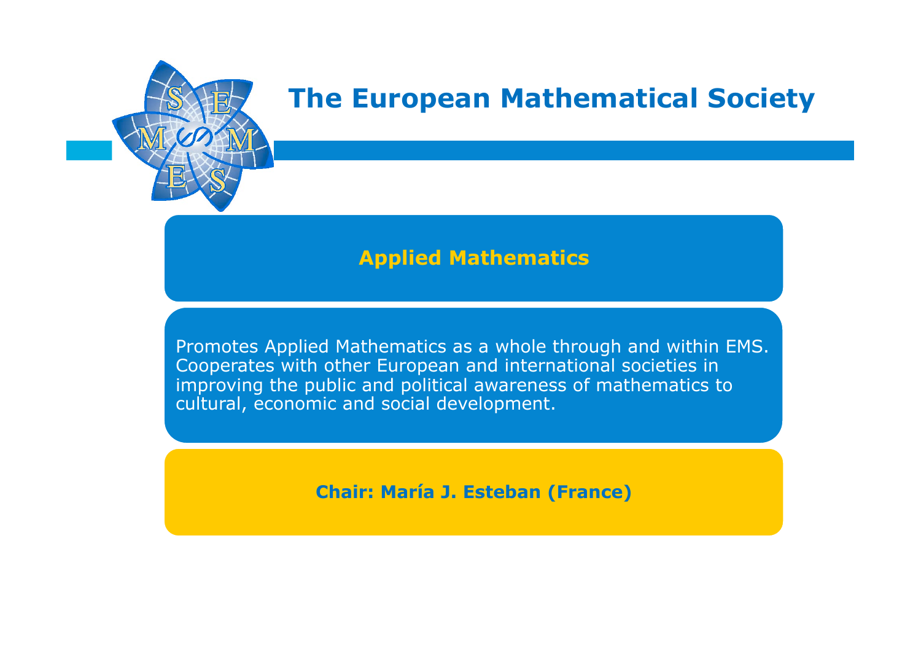# The European Mathematical Society

## Applied Mathematics

Promotes Applied Mathematics as a whole through and within EMS. Cooperates with other European and international societies in improving the public and political awareness of mathematics to cultural, economic and social development.

**Chair: María J. Esteban (France)**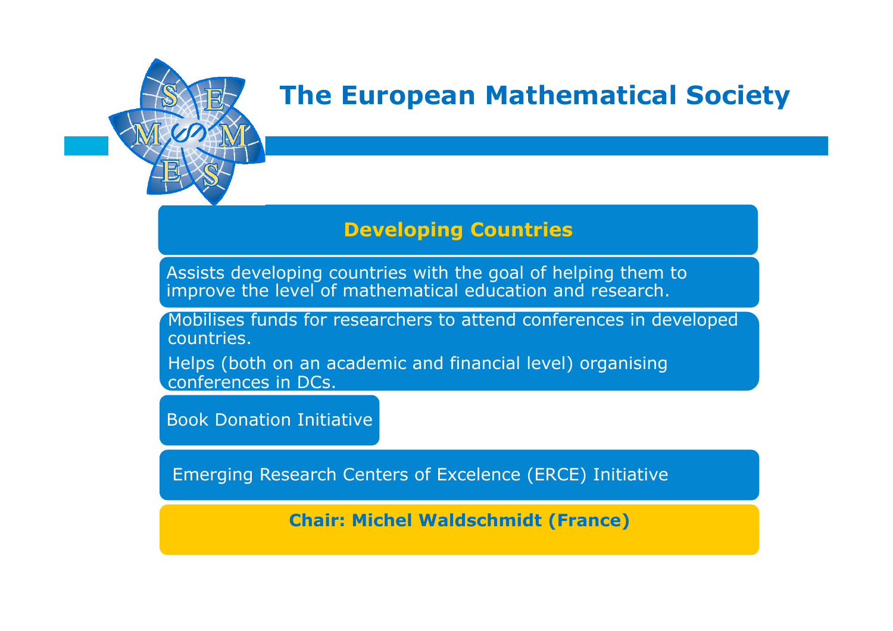# The European Mathematical Society

## Developing Countries

Assists developing countries with the goal of helping them to improve the level of mathematical education and research.

Mobilises funds for researchers to attend conferences in developed countries.

Helps (both on an academic and financial level) organising conferences in DCs.

Book Donation Initiative

Emerging Research Centers of Excelence (ERCE) Initiative

**Chair: Michel Waldschmidt (France)**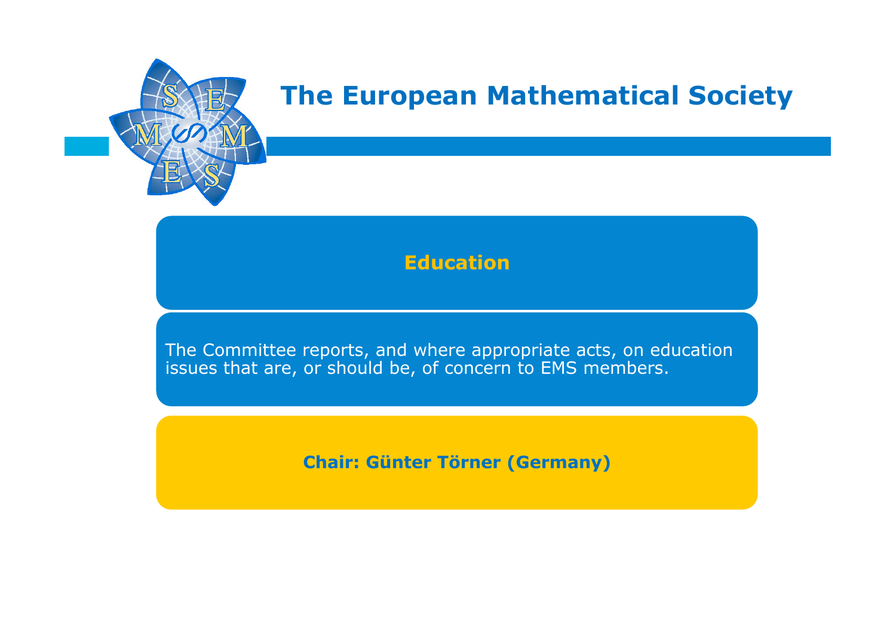# The European Mathematical Society

## Education

The Committee reports, and where appropriate acts, on education issues that are, or should be, of concern to EMS members.

**Chair: Günter Törner (Germany)**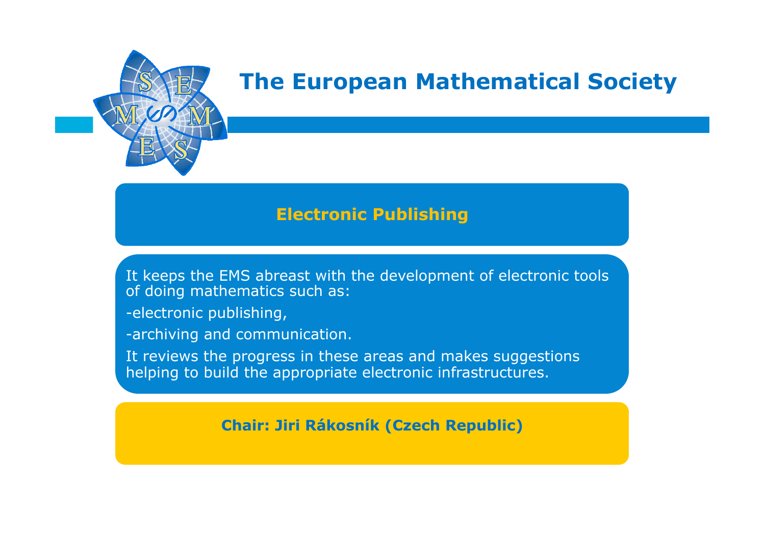# The European Mathematical Society

## Electronic Publishing

It keeps the EMS abreast with the development of electronic tools of doing mathematics such as:

-electronic publishing,

-archiving and communication.

It reviews the progress in these areas and makes suggestions helping to build the appropriate electronic infrastructures.

**Chair: Jiri Rákosník (Czech Republic)**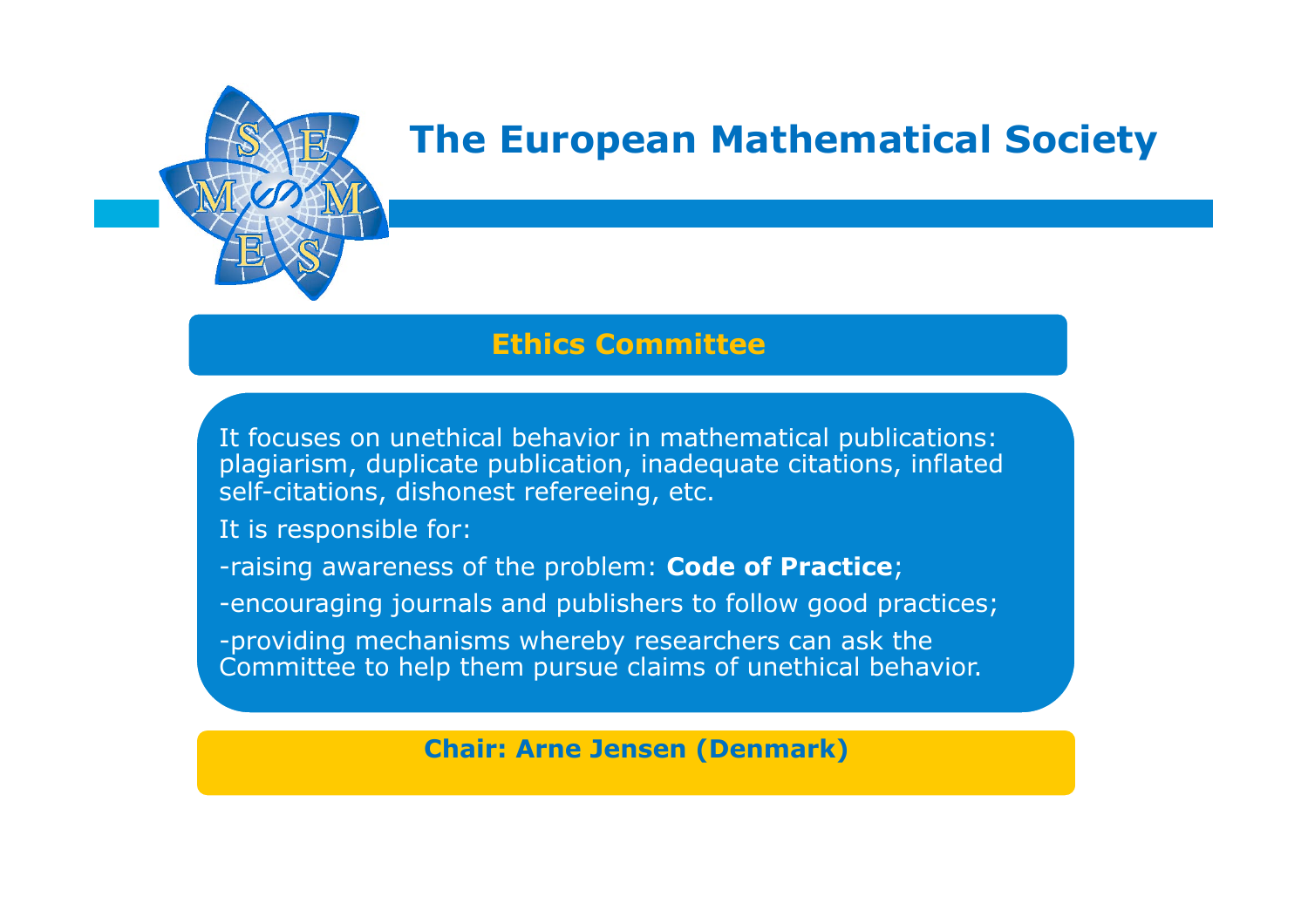# The European Mathematical Society

## Ethics Committee

It focuses on unethical behavior in mathematical publications: plagiarism, duplicate publication, inadequate citations, inflated self-citations, dishonest refereeing, etc.

It is responsible for:

-raising awareness of the problem: **Code of Practice**;

-encouraging journals and publishers to follow good practices;

-providing mechanisms whereby researchers can ask the Committee to help them pursue claims of unethical behavior.

**Chair: Arne Jensen (Denmark)**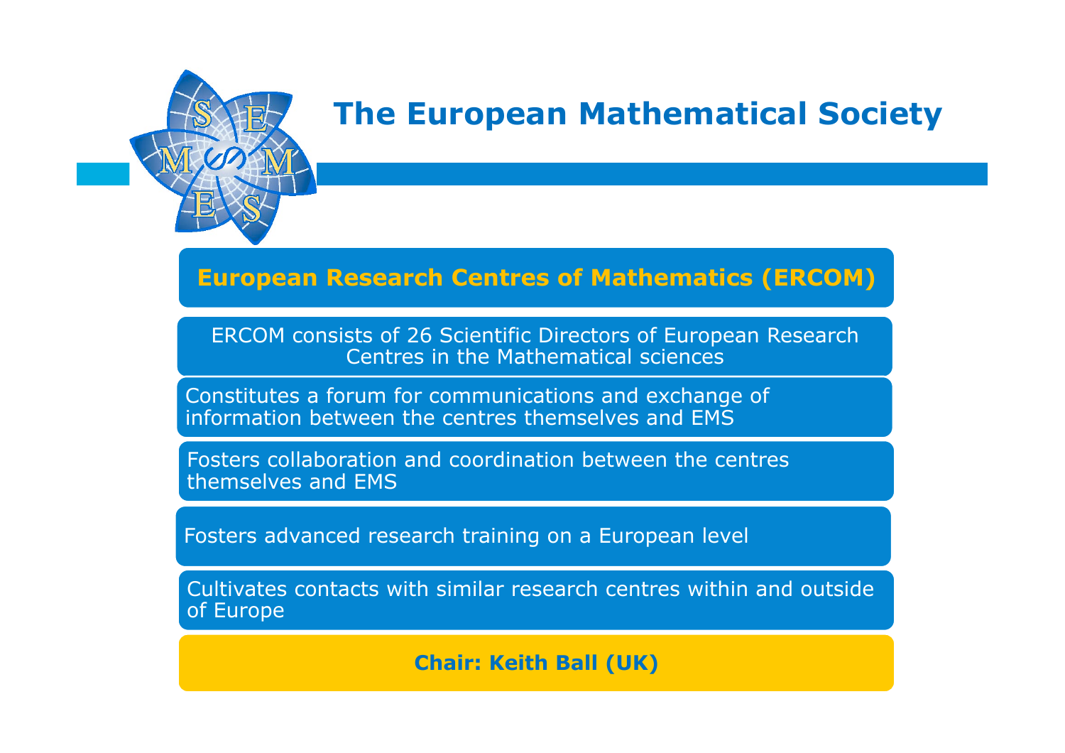# The European Mathematical Society

## European Research Centres of Mathematics (ERCOM)

ERCOM consists of 26 Scientific Directors of European Research Centres in the Mathematical sciences

- Constitutes a forum for communications and exchange of information between the centres themselves and EMS
- Fosters collaboration and coordination between the centres themselves and EMS
- Fosters advanced research training on a European level
- Cultivates contacts with similar research centres within and outside of Europe

**Chair: Keith Ball (UK)**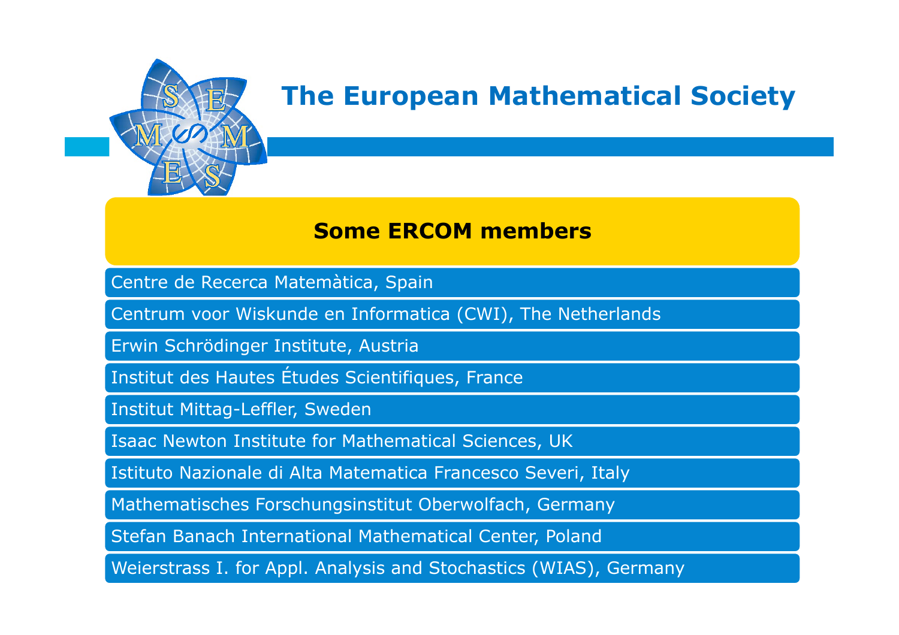# The European Mathematical Society

## Some ERCOM members

- Centre de Recerca Matemàtica, Spain
- Centrum voor Wiskunde en Informatica (CWI), The Netherlands
- Erwin Schrödinger Institute, Austria
- Institut des Hautes Études Scientifiques, France
- Institut Mittag-Leffler, Sweden
- Isaac Newton Institute for Mathematical Sciences, UK
- Istituto Nazionale di Alta Matematica Francesco Severi, Italy
- Mathematisches Forschungsinstitut Oberwolfach, Germany
- Stefan Banach International Mathematical Center, Poland
- Weierstrass I. for Appl. Analysis and Stochastics (WIAS), Germany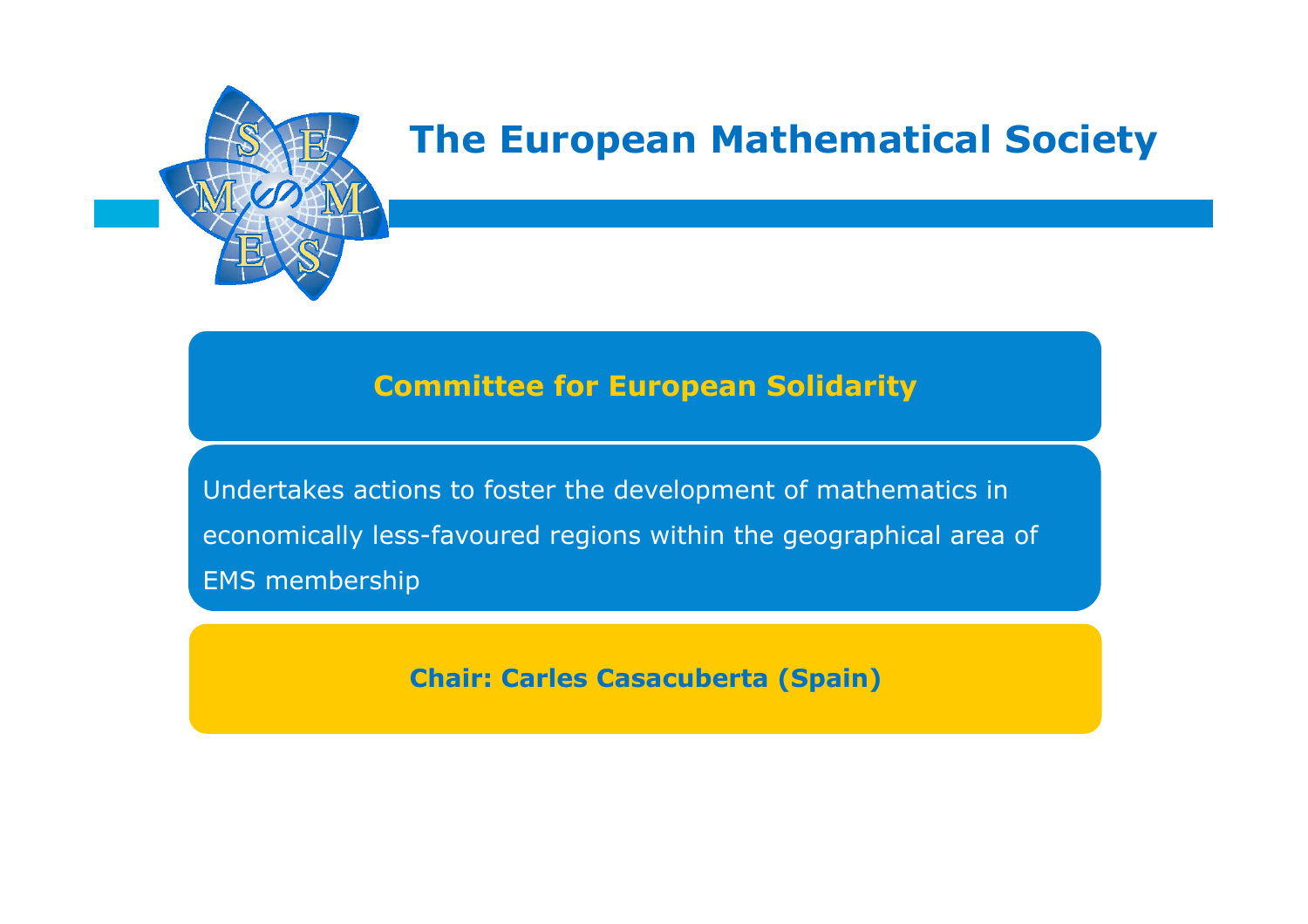# The European Mathematical Society

## Committee for European Solidarity

Undertakes actions to foster the development of mathematics in economically less-favoured regions within the geographical area of EMS membership

**Chair: Carles Casacuberta (Spain)**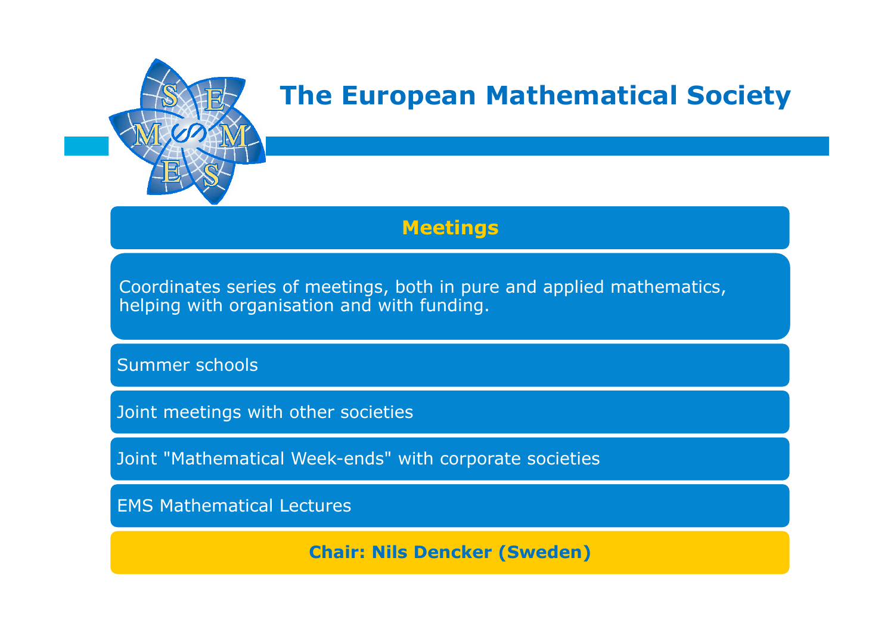# The European Mathematical Society

## Meetings

Coordinates series of meetings, both in pure and applied mathematics, helping with organisation and with funding.

- Summer schools
- Joint meetings with other societies
- Joint "Mathematical Week-ends" with corporate societies
- EMS Mathematical Lectures

**Chair: Nils Dencker (Sweden)**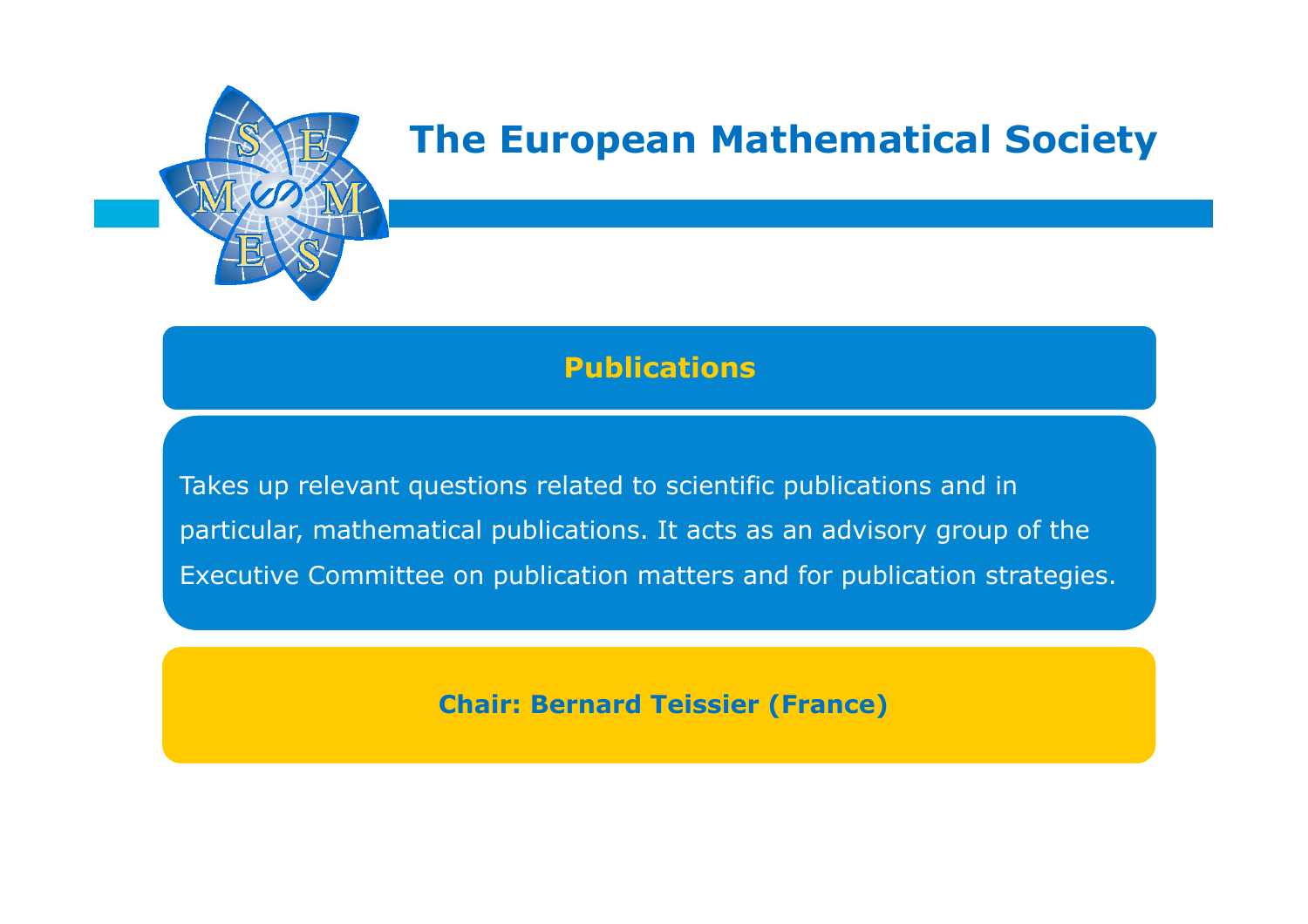# The European Mathematical Society

## Publications

Takes up relevant questions related to scientific publications and in particular, mathematical publications. It acts as an advisory group of the Executive Committee on publication matters and for publication strategies.

**Chair: Bernard Teissier (France)**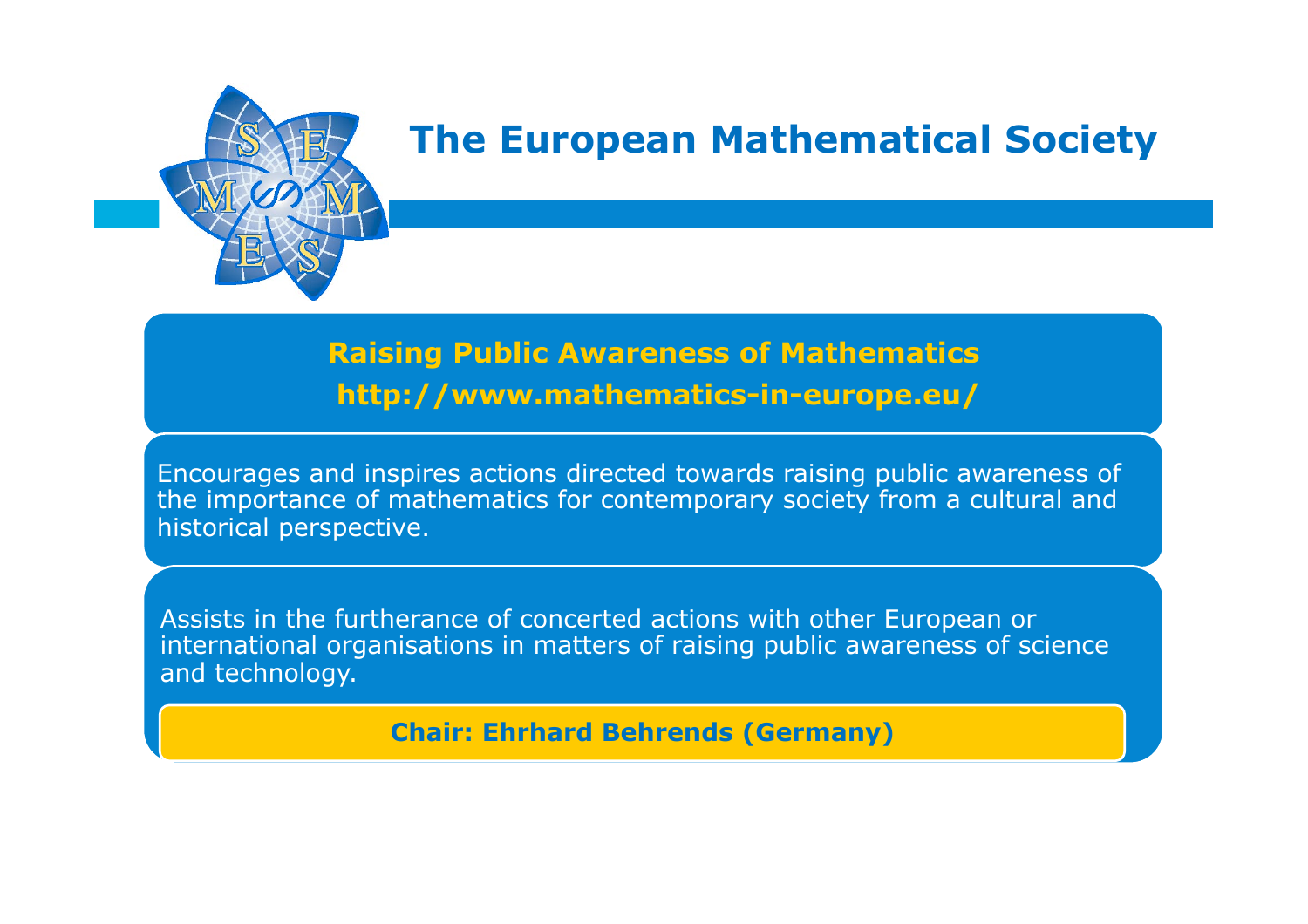# The European Mathematical Society

## Raising Public Awareness of Mathematics

**http://www.mathematics-in-europe.eu/**

Encourages and inspires actions directed towards raising public awareness of the importance of mathematics for contemporary society from a cultural and historical perspective.

Assists in the furtherance of concerted actions with other European or international organisations in matters of raising public awareness of science and technology.

**Chair: Ehrhard Behrends (Germany)**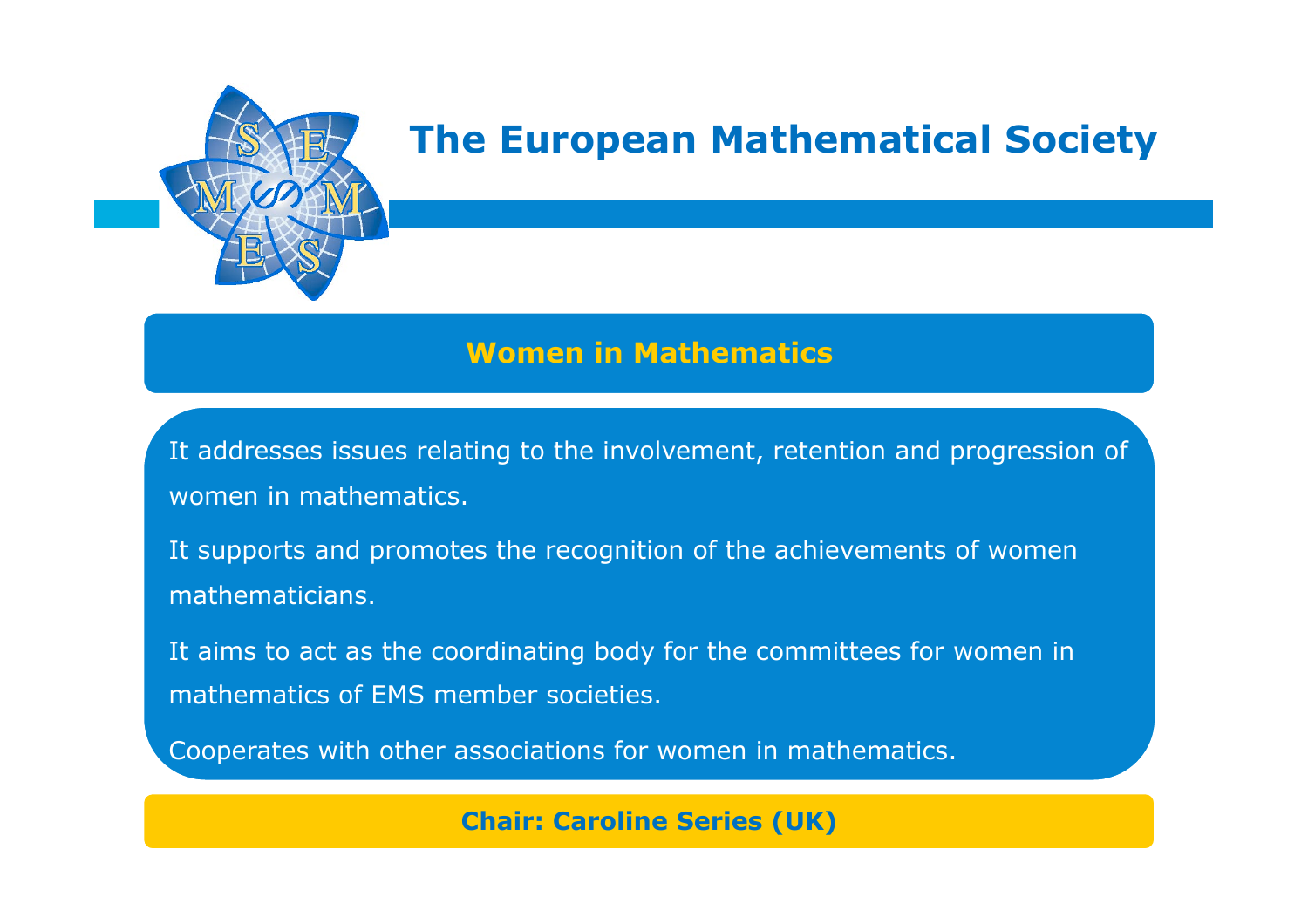# The European Mathematical Society

## Women in Mathematics

It addresses issues relating to the involvement, retention and progression of women in mathematics.

It supports and promotes the recognition of the achievements of women mathematicians.

It aims to act as the coordinating body for the committees for women in mathematics of EMS member societies.

Cooperates with other associations for women in mathematics.

**Chair: Caroline Series (UK)**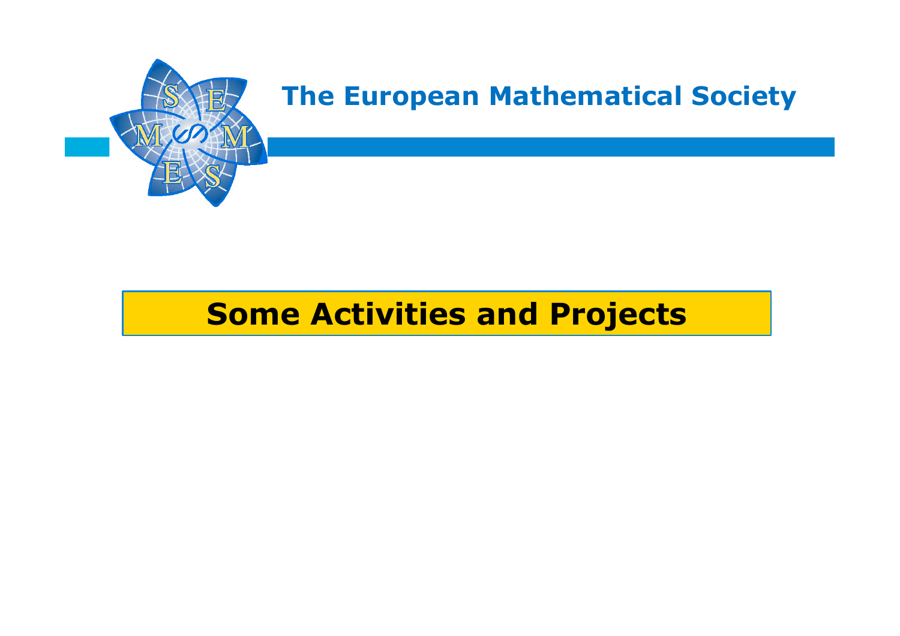The European Mathematical Society

# Some Activities and Projects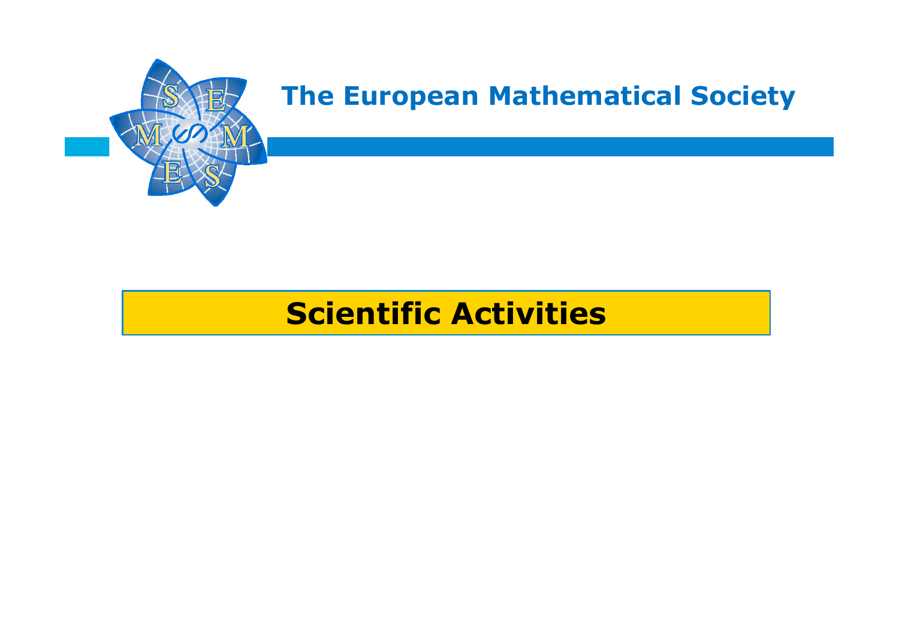# The European Mathematical Society

## Scientific Activities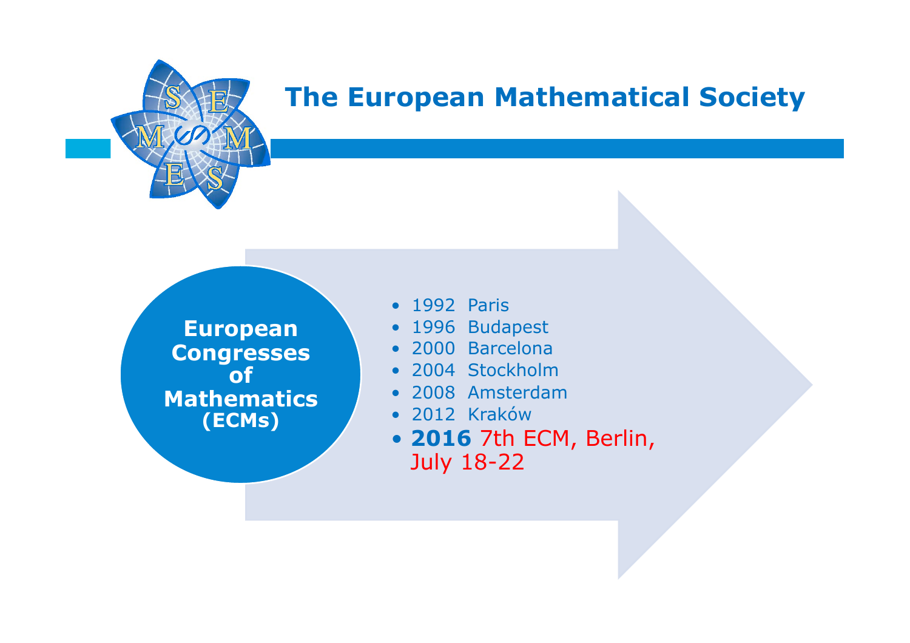# The European Mathematical Society

**European Congresses of Mathematics (ECMs)**

- 1992 Paris
- 1996 Budapest
- 2000 Barcelona
- 2004 Stockholm
- 2008 Amsterdam
- 2012 Kraków
- **2016** 7th ECM, Berlin, July 18-22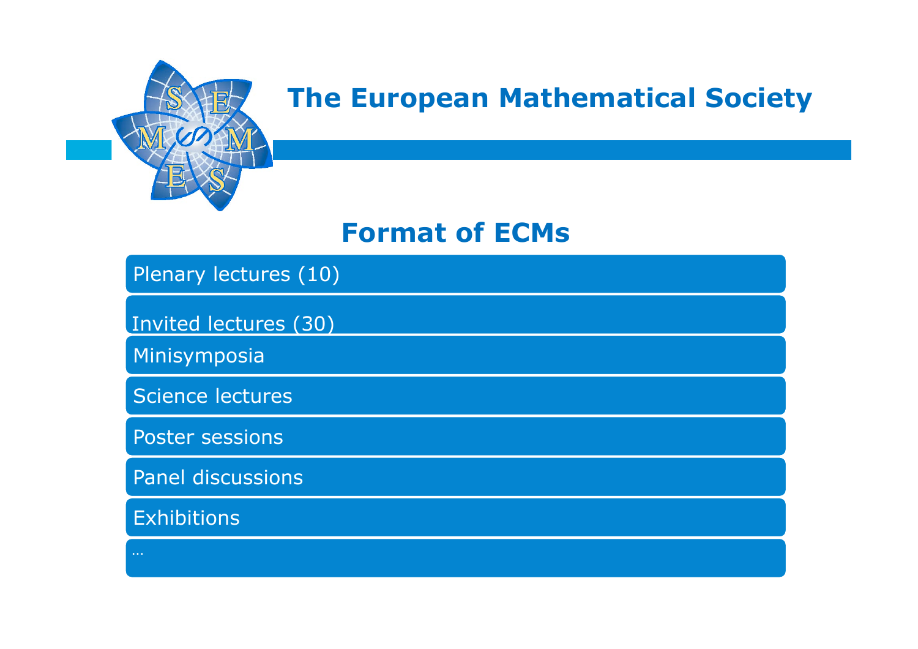# The European Mathematical Society

## Format of ECMs

- Plenary lectures (10)
- Invited lectures (30)
- Minisymposia
- Science lectures
- Poster sessions
- Panel discussions
- Exhibitions
- …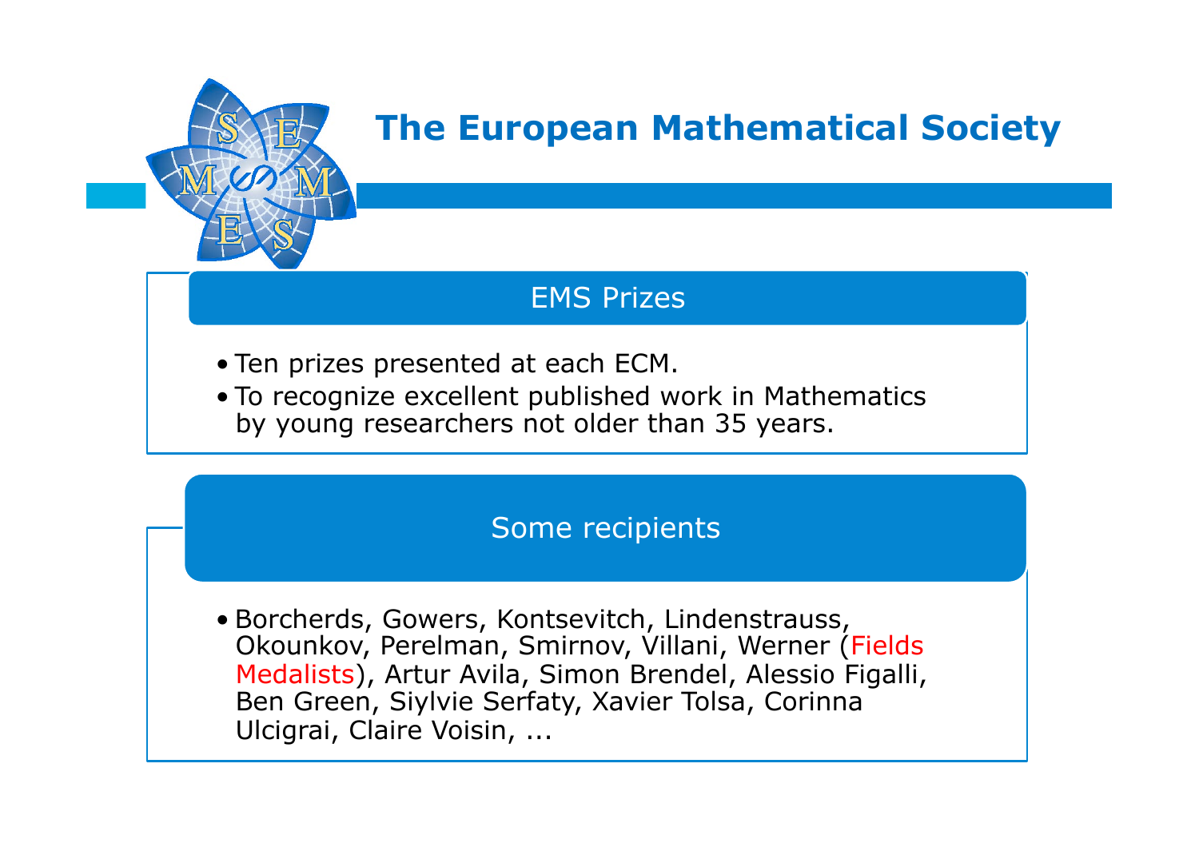# The European Mathematical Society

## EMS Prizes

- Ten prizes presented at each ECM.
- To recognize excellent published work in Mathematics by young researchers not older than 35 years.

## Some recipients

- Borcherds, Gowers, Kontsevitch, Lindenstrauss, Okounkov, Perelman, Smirnov, Villani, Werner (Fields Medalists), Artur Avila, Simon Brendel, Alessio Figalli, Ben Green, Siylvie Serfaty, Xavier Tolsa, Corinna Ulcigrai, Claire Voisin, ...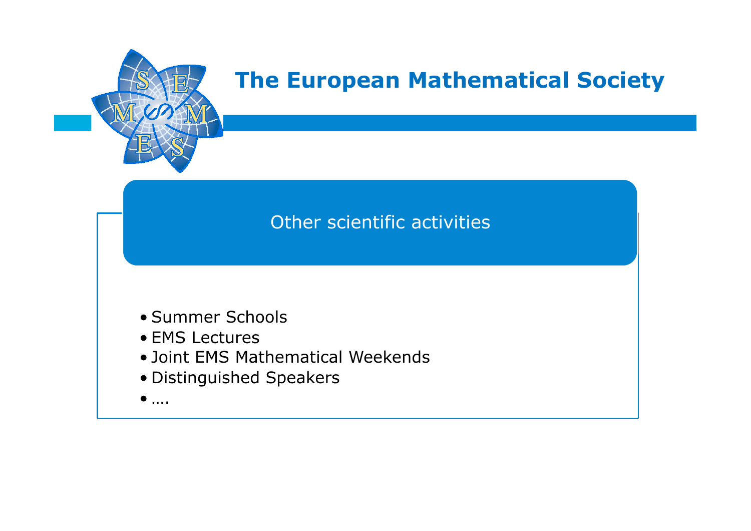# The European Mathematical Society

## Other scientific activities

- Summer Schools
- EMS Lectures
- Joint EMS Mathematical Weekends
- Distinguished Speakers
- ….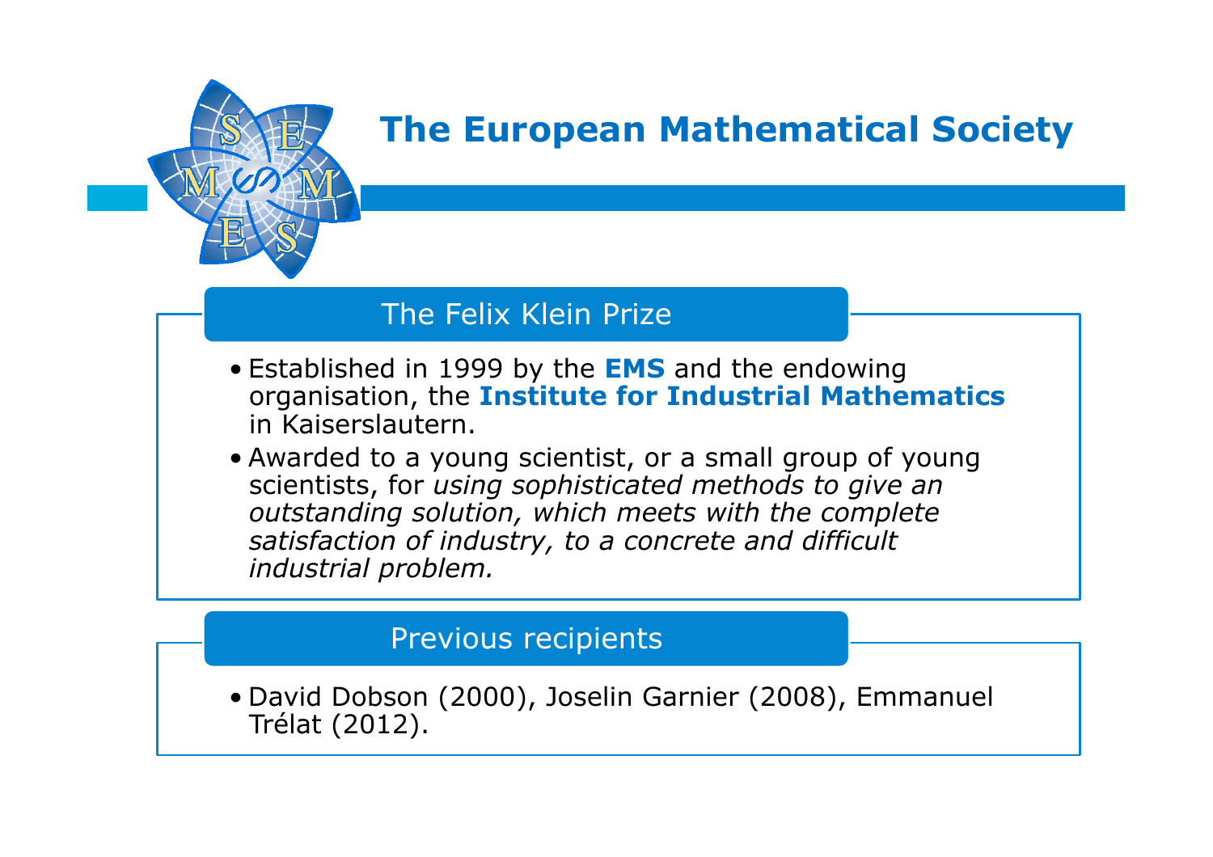# The European Mathematical Society

## The Felix Klein Prize

- Established in 1999 by the **EMS** and the endowing organisation, the **Institute for Industrial Mathematics** in Kaiserslautern.
- Awarded to a young scientist, or a small group of young scientists, for *using sophisticated methods to give an outstanding solution, which meets with the complete satisfaction of industry, to a concrete and difficult industrial problem.*

## Previous recipients

- David Dobson (2000), Joselin Garnier (2008), Emmanuel Trélat (2012).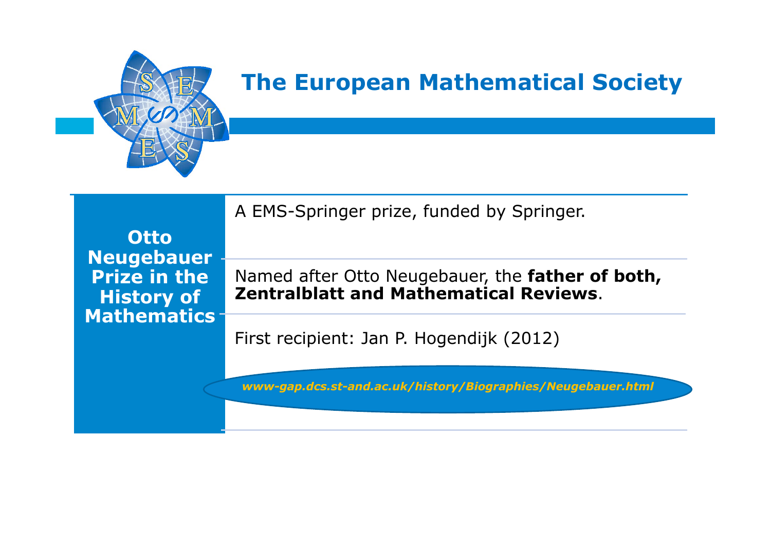# The European Mathematical Society

## Otto Neugebauer Prize in the History of Mathematics

A EMS-Springer prize, funded by Springer.

Named after Otto Neugebauer, the **father of both, Zentralblatt and Mathematical Reviews**.

First recipient: Jan P. Hogendijk (2012)

*www-gap.dcs.st-and.ac.uk/history/Biographies/Neugebauer.html*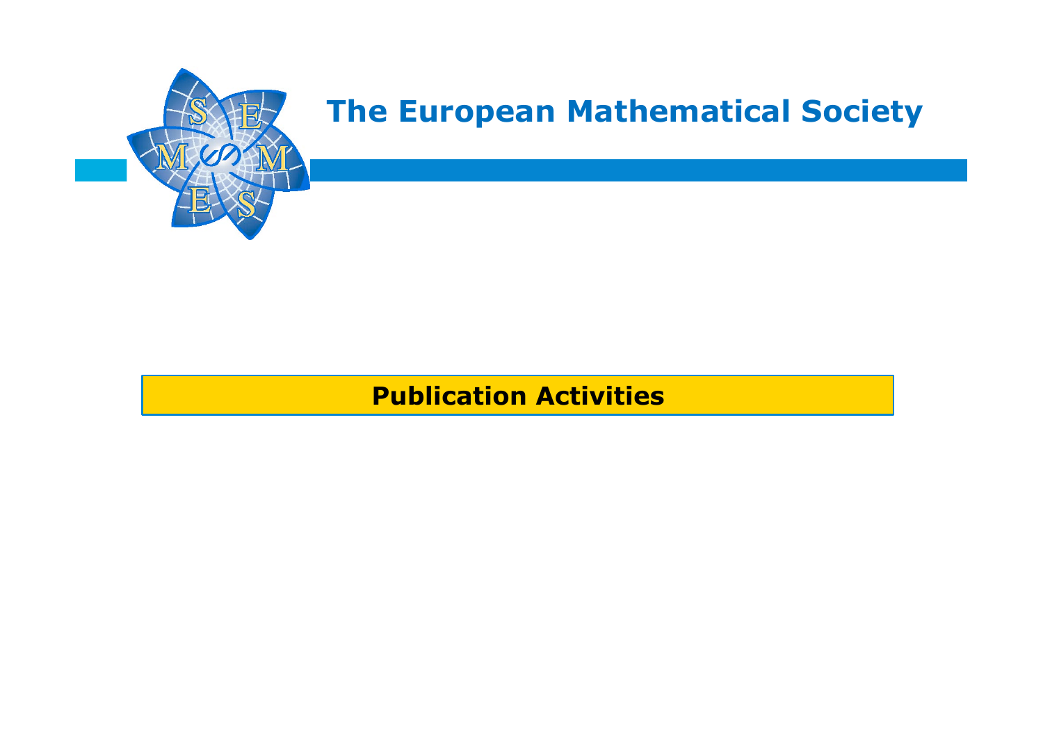# The European Mathematical Society

## Publication Activities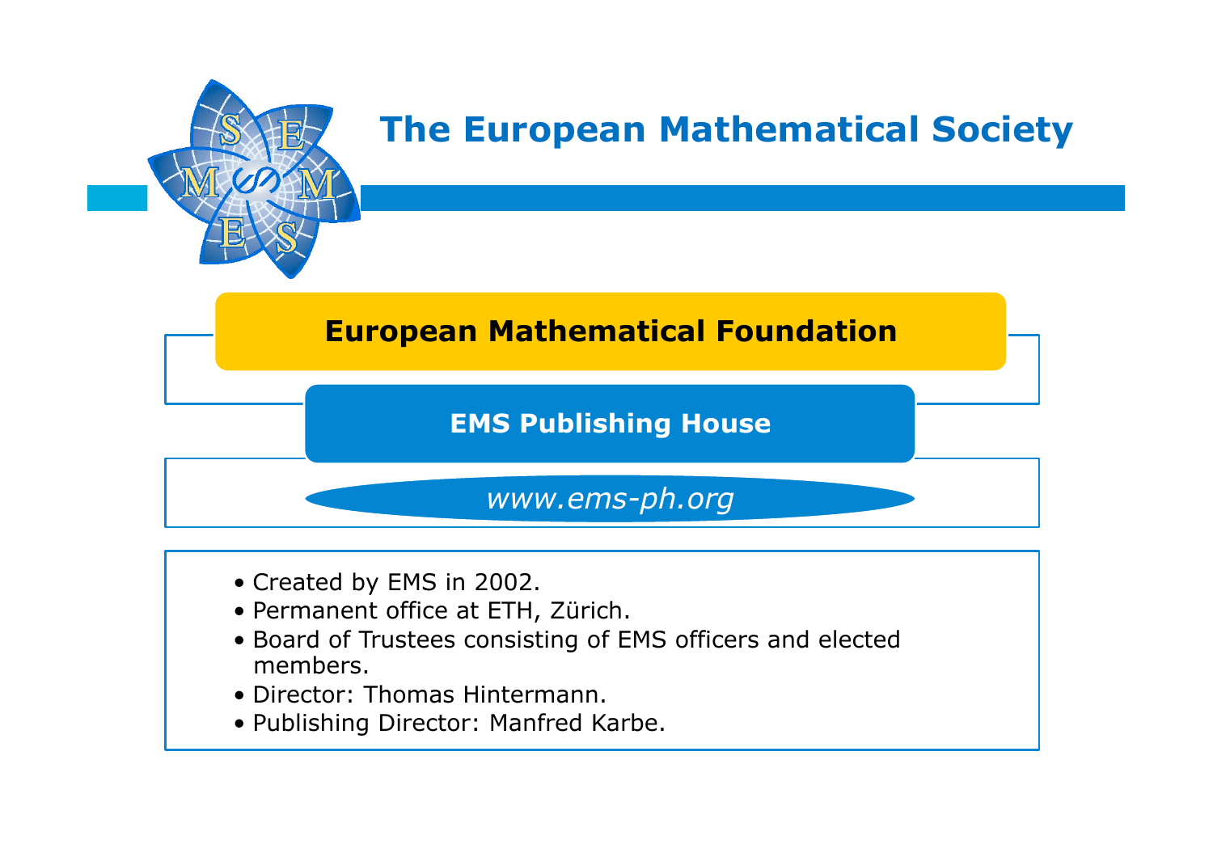# The European Mathematical Society

## European Mathematical Foundation

### EMS Publishing House

*www.ems-ph.org*

- Created by EMS in 2002.
- Permanent office at ETH, Zürich.
- Board of Trustees consisting of EMS officers and elected members.
- Director: Thomas Hintermann.
- Publishing Director: Manfred Karbe.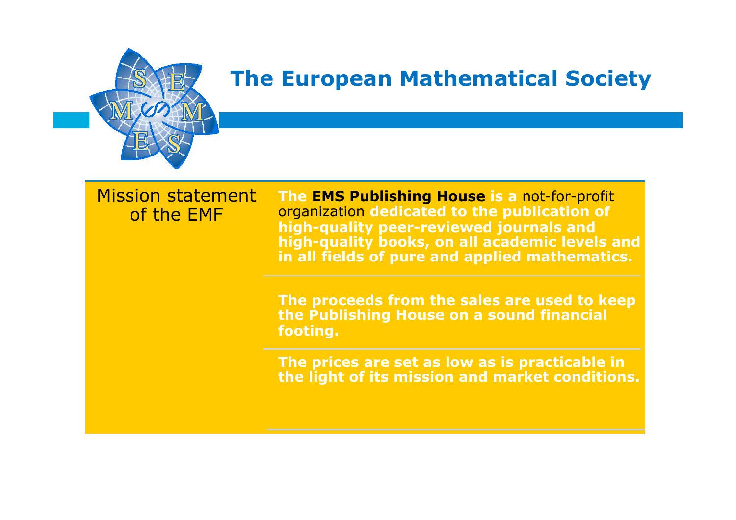# The European Mathematical Society

| Mission statement of the EMF | |
|---|---|
| | **The EMS Publishing House is a** not-for-profit organization **dedicated to the publication of high-quality peer-reviewed journals and high-quality books, on all academic levels and in all fields of pure and applied mathematics.** |
| | **The proceeds from the sales are used to keep the Publishing House on a sound financial footing.** |
| | **The prices are set as low as is practicable in the light of its mission and market conditions.** |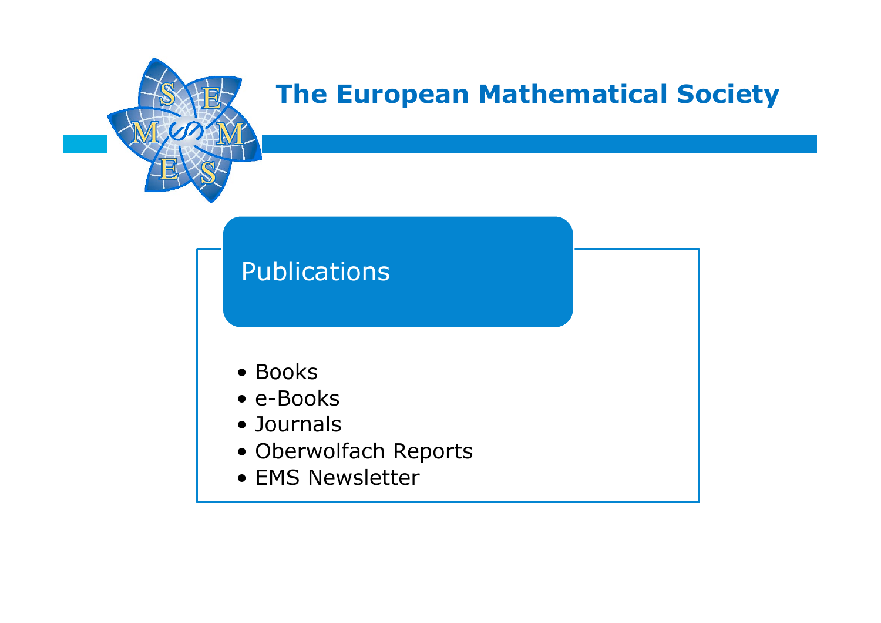# The European Mathematical Society

## Publications

- Books
- e-Books
- Journals
- Oberwolfach Reports
- EMS Newsletter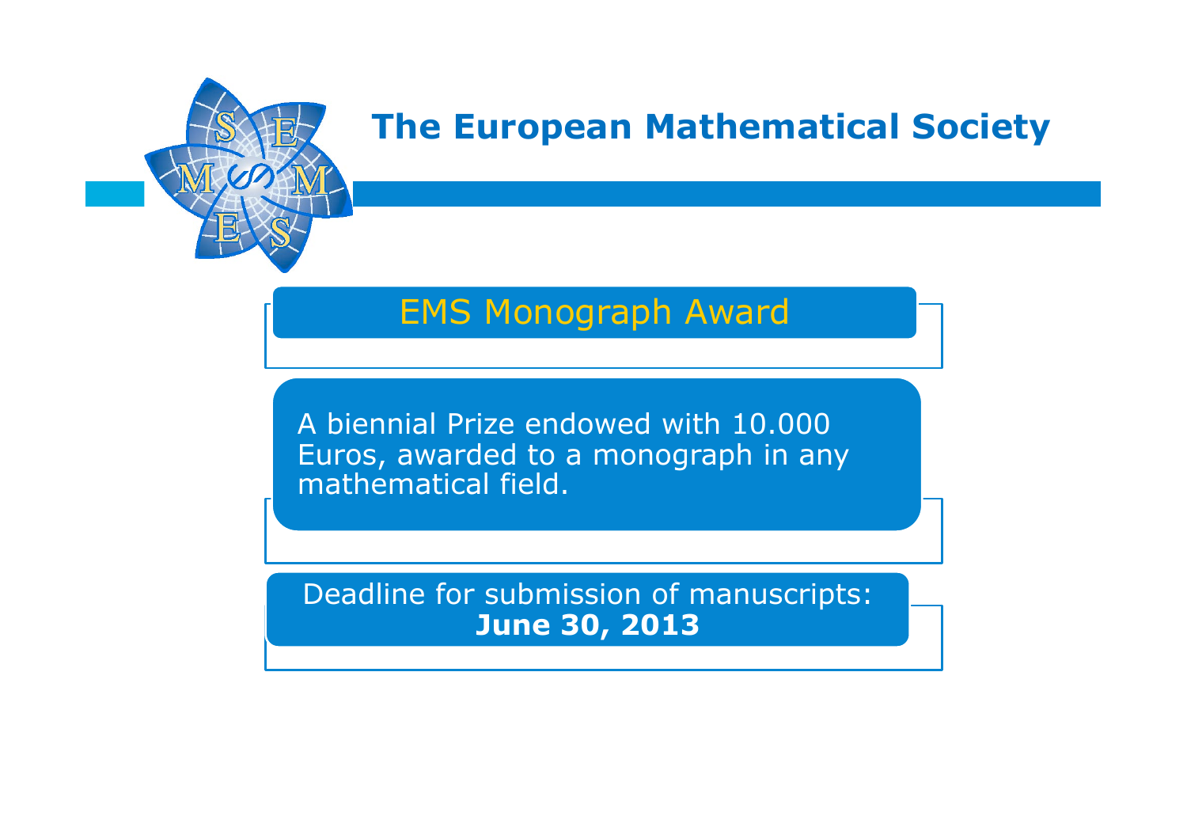# The European Mathematical Society

## EMS Monograph Award

A biennial Prize endowed with 10.000 Euros, awarded to a monograph in any mathematical field.

Deadline for submission of manuscripts:
**June 30, 2013**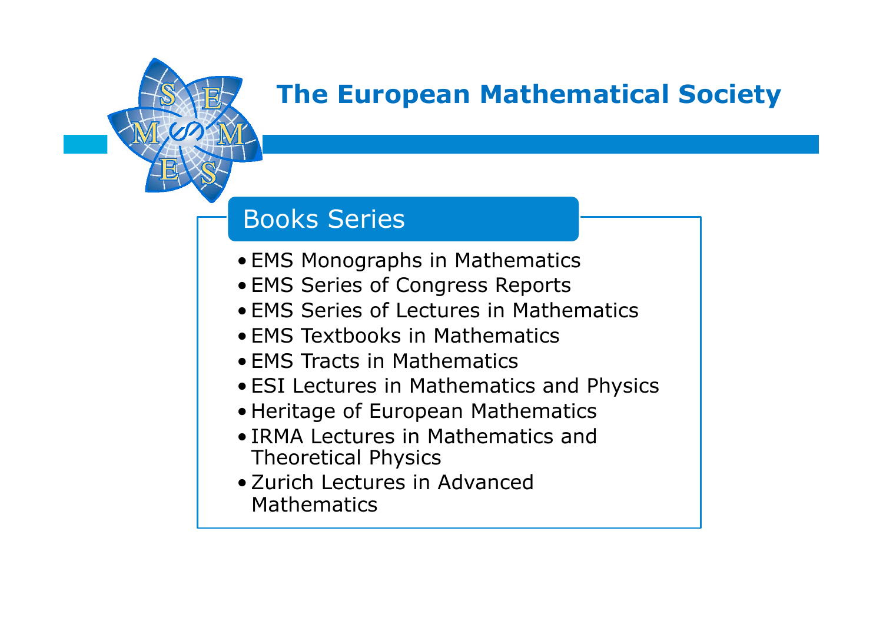# The European Mathematical Society

## Books Series

- EMS Monographs in Mathematics
- EMS Series of Congress Reports
- EMS Series of Lectures in Mathematics
- EMS Textbooks in Mathematics
- EMS Tracts in Mathematics
- ESI Lectures in Mathematics and Physics
- Heritage of European Mathematics
- IRMA Lectures in Mathematics and Theoretical Physics
- Zurich Lectures in Advanced Mathematics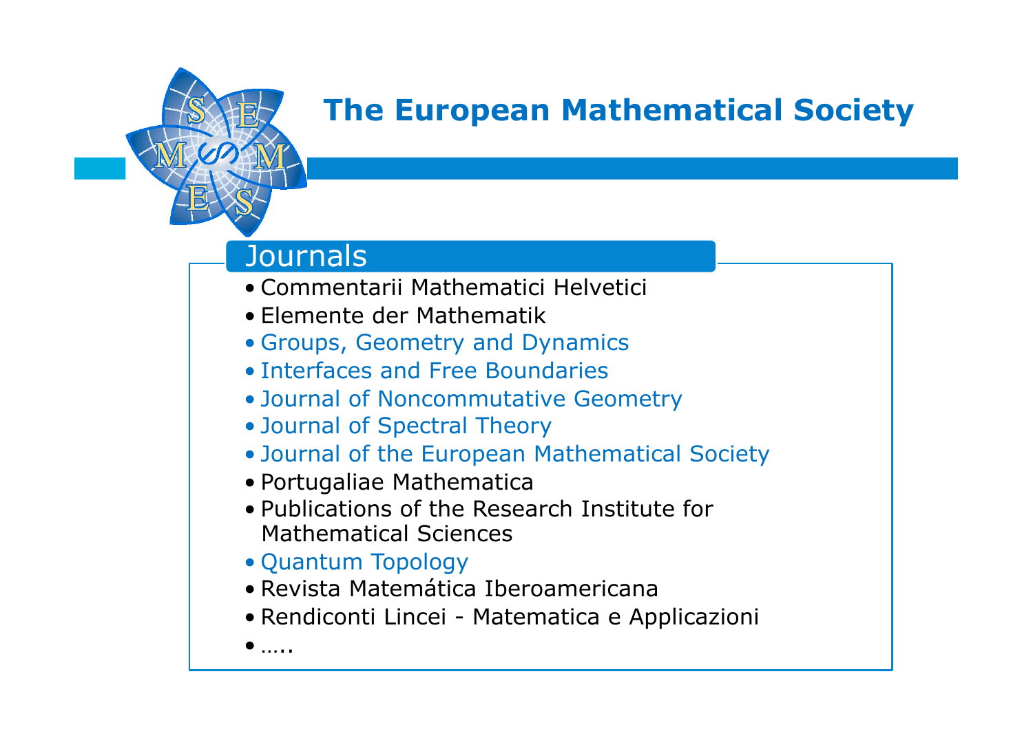# The European Mathematical Society

## Journals

- Commentarii Mathematici Helvetici
- Elemente der Mathematik
- Groups, Geometry and Dynamics
- Interfaces and Free Boundaries
- Journal of Noncommutative Geometry
- Journal of Spectral Theory
- Journal of the European Mathematical Society
- Portugaliae Mathematica
- Publications of the Research Institute for Mathematical Sciences
- Quantum Topology
- Revista Matemática Iberoamericana
- Rendiconti Lincei - Matematica e Applicazioni
- …..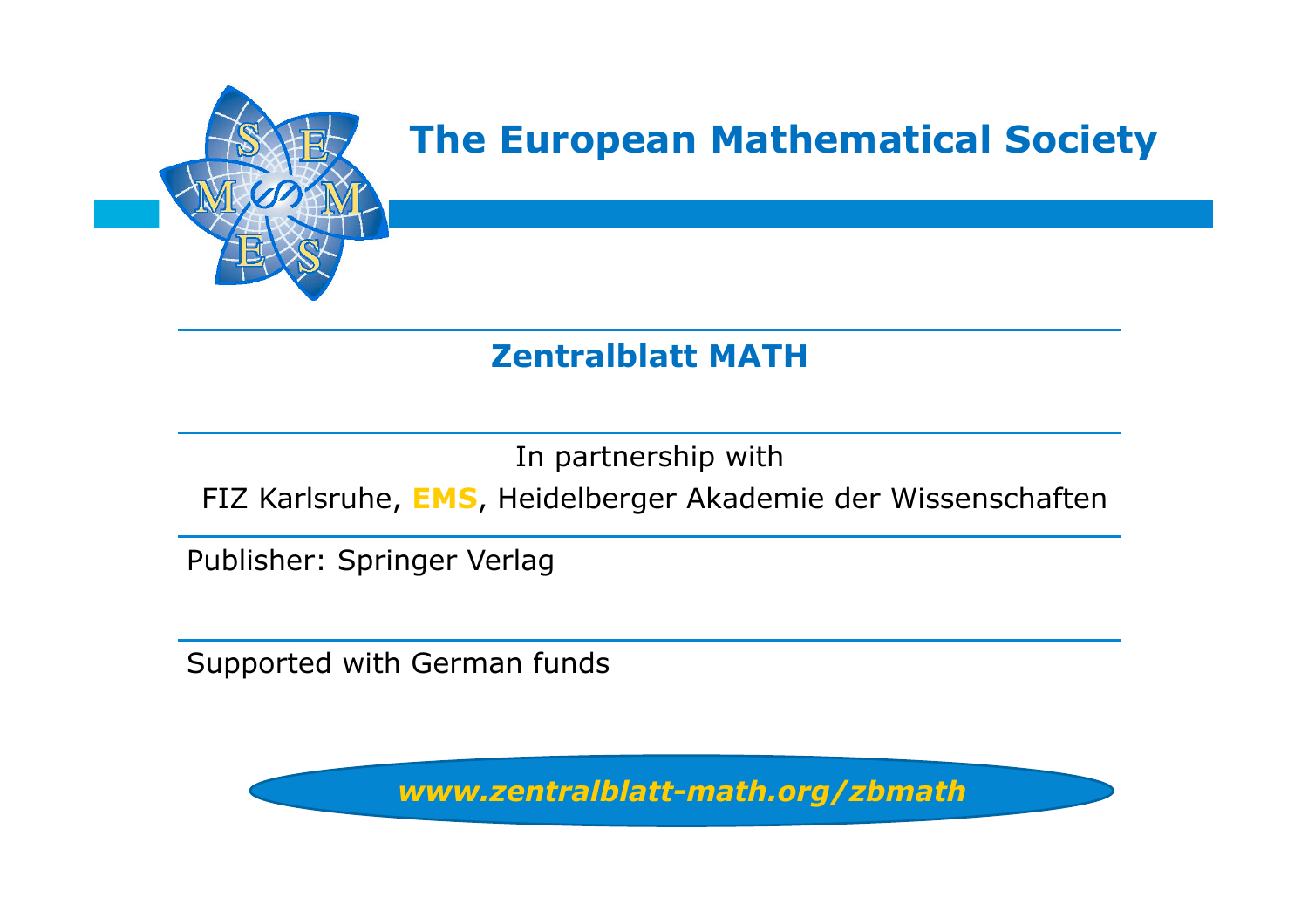# The European Mathematical Society

## Zentralblatt MATH

In partnership with

FIZ Karlsruhe, **EMS**, Heidelberger Akademie der Wissenschaften

Publisher: Springer Verlag

Supported with German funds

***www.zentralblatt-math.org/zbmath***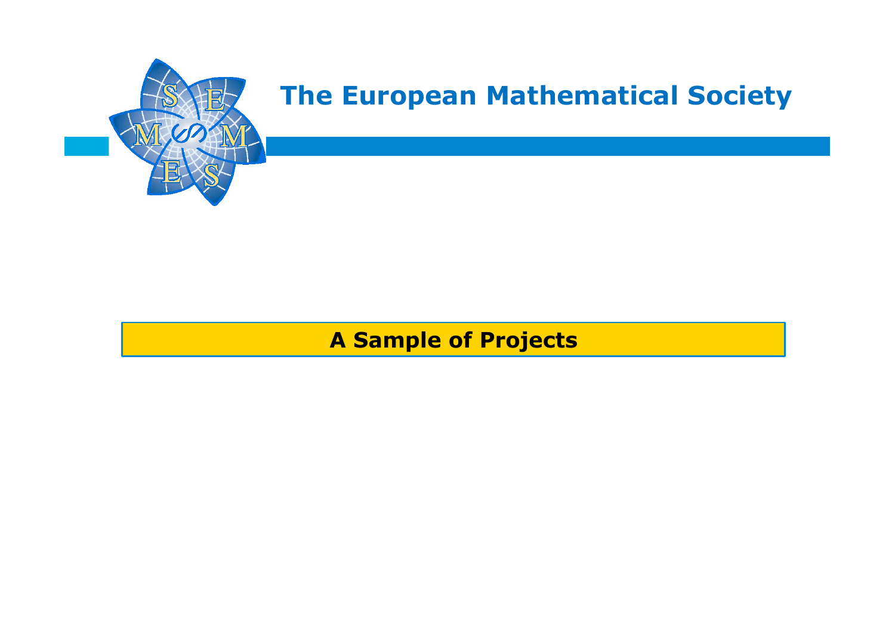# The European Mathematical Society

## A Sample of Projects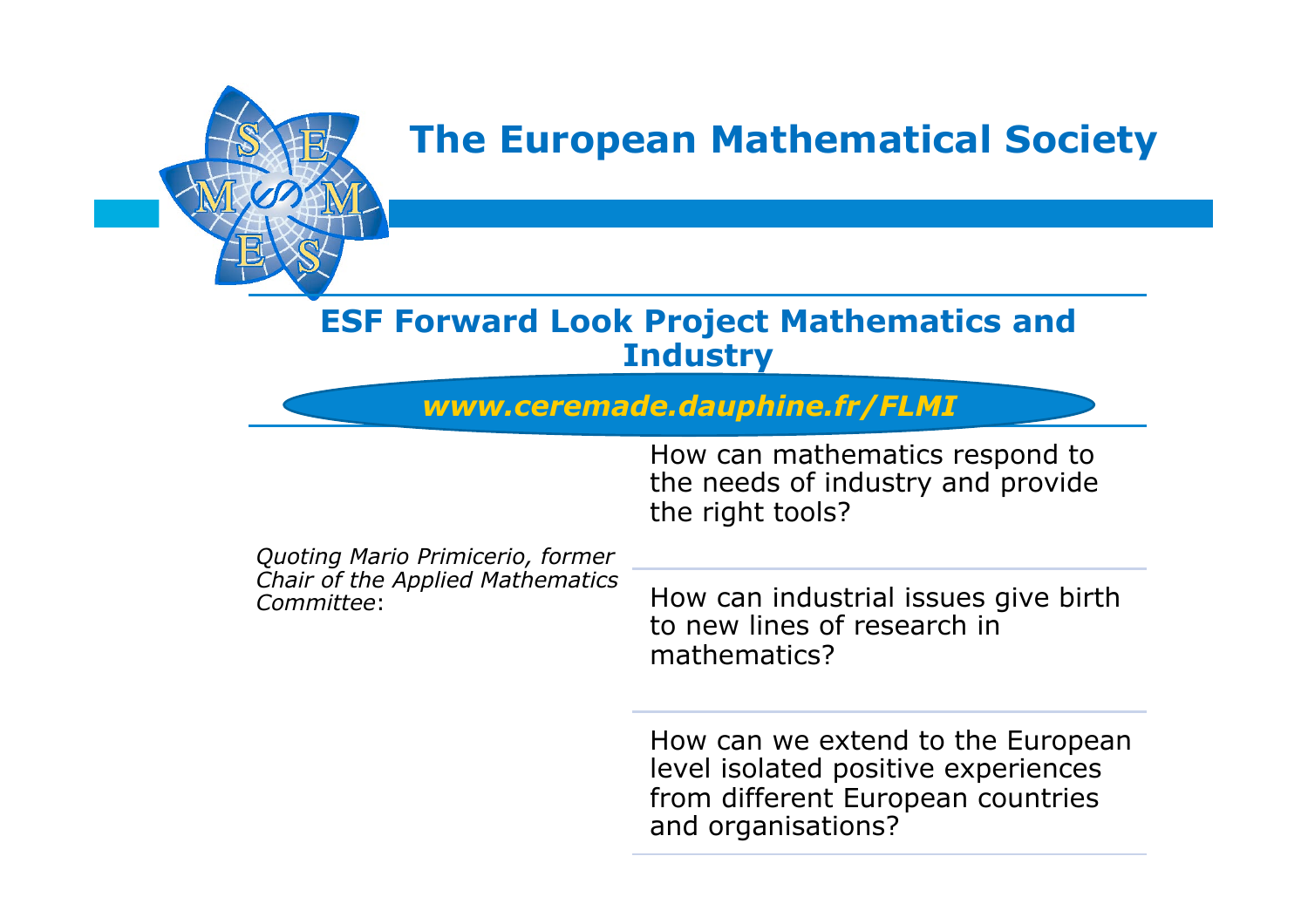# The European Mathematical Society

## ESF Forward Look Project Mathematics and Industry

***www.ceremade.dauphine.fr/FLMI***

*Quoting Mario Primicerio, former Chair of the Applied Mathematics Committee*:

How can mathematics respond to the needs of industry and provide the right tools?

How can industrial issues give birth to new lines of research in mathematics?

How can we extend to the European level isolated positive experiences from different European countries and organisations?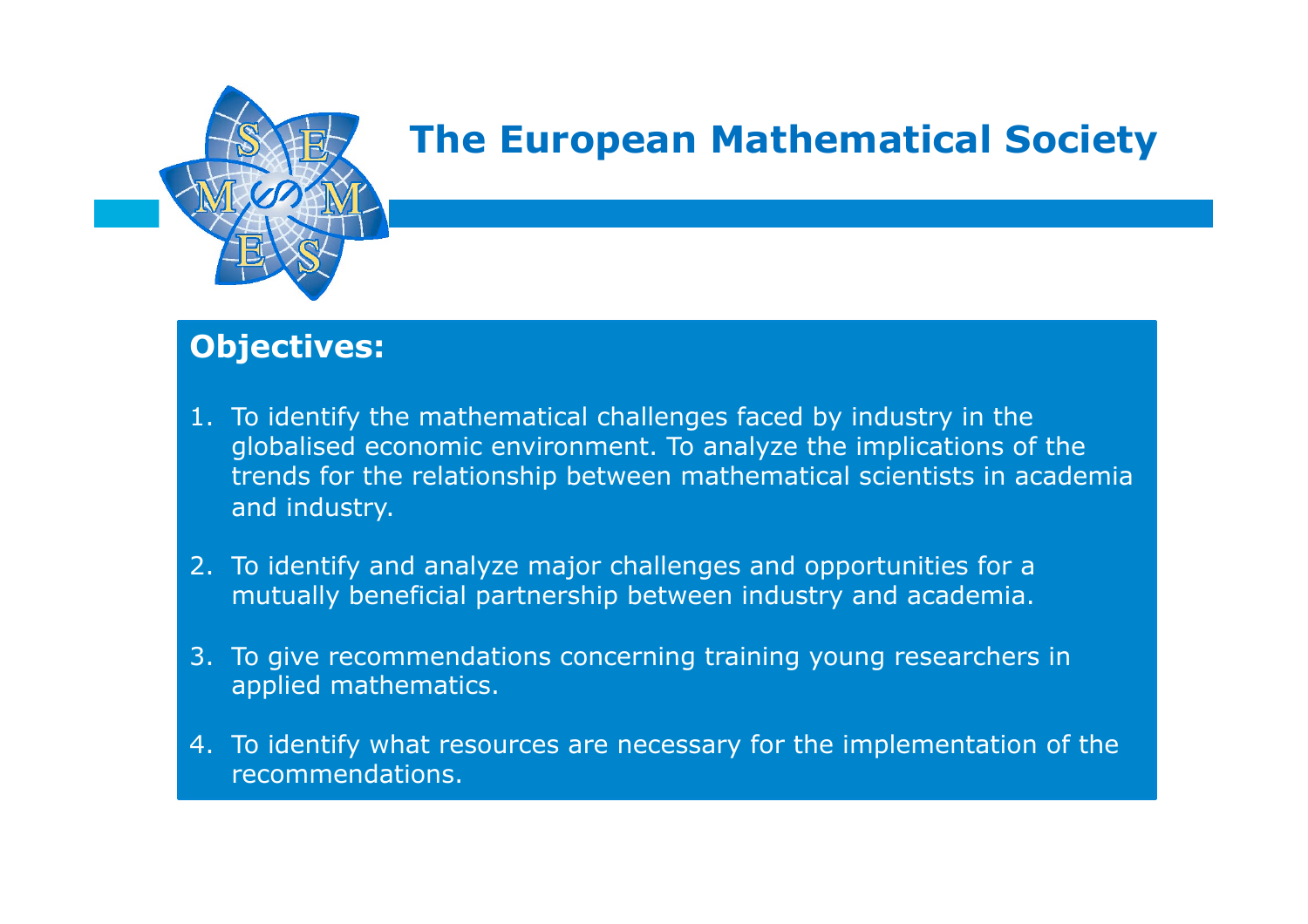# The European Mathematical Society

## Objectives:

1. To identify the mathematical challenges faced by industry in the globalised economic environment. To analyze the implications of the trends for the relationship between mathematical scientists in academia and industry.

2. To identify and analyze major challenges and opportunities for a mutually beneficial partnership between industry and academia.

3. To give recommendations concerning training young researchers in applied mathematics.

4. To identify what resources are necessary for the implementation of the recommendations.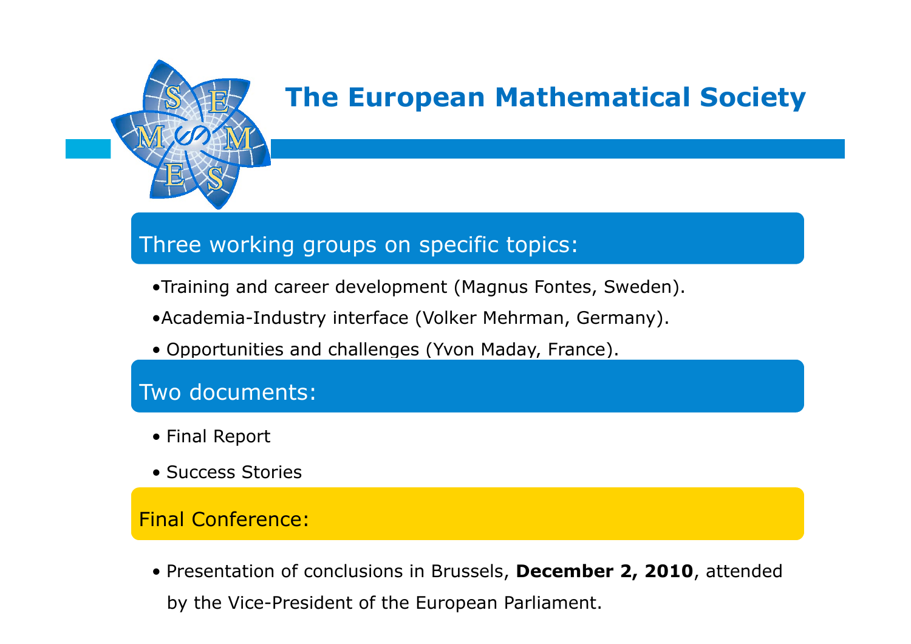# The European Mathematical Society

## Three working groups on specific topics:

- Training and career development (Magnus Fontes, Sweden).
- Academia-Industry interface (Volker Mehrman, Germany).
- Opportunities and challenges (Yvon Maday, France).

## Two documents:

- Final Report
- Success Stories

## Final Conference:

- Presentation of conclusions in Brussels, **December 2, 2010**, attended by the Vice-President of the European Parliament.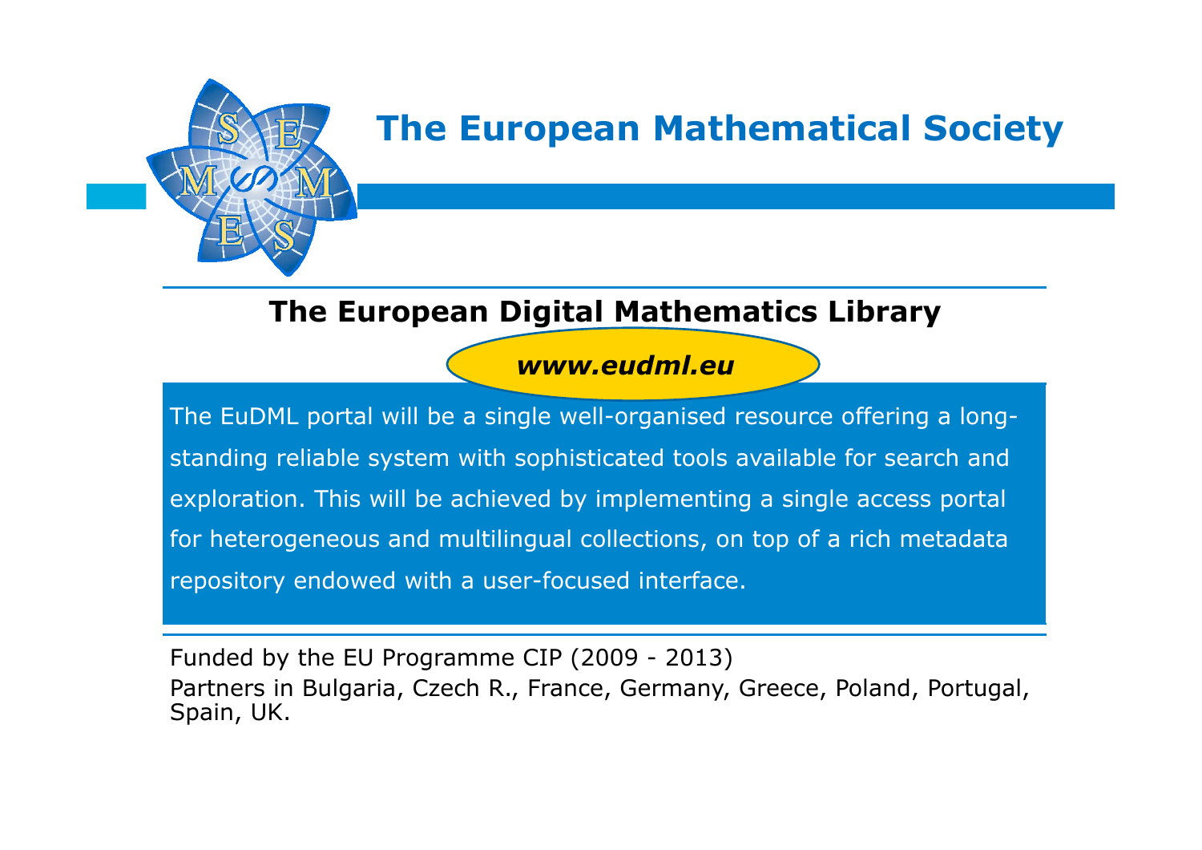# The European Mathematical Society

## The European Digital Mathematics Library

***www.eudml.eu***

The EuDML portal will be a single well-organised resource offering a long-standing reliable system with sophisticated tools available for search and exploration. This will be achieved by implementing a single access portal for heterogeneous and multilingual collections, on top of a rich metadata repository endowed with a user-focused interface.

Funded by the EU Programme CIP (2009 - 2013)

Partners in Bulgaria, Czech R., France, Germany, Greece, Poland, Portugal, Spain, UK.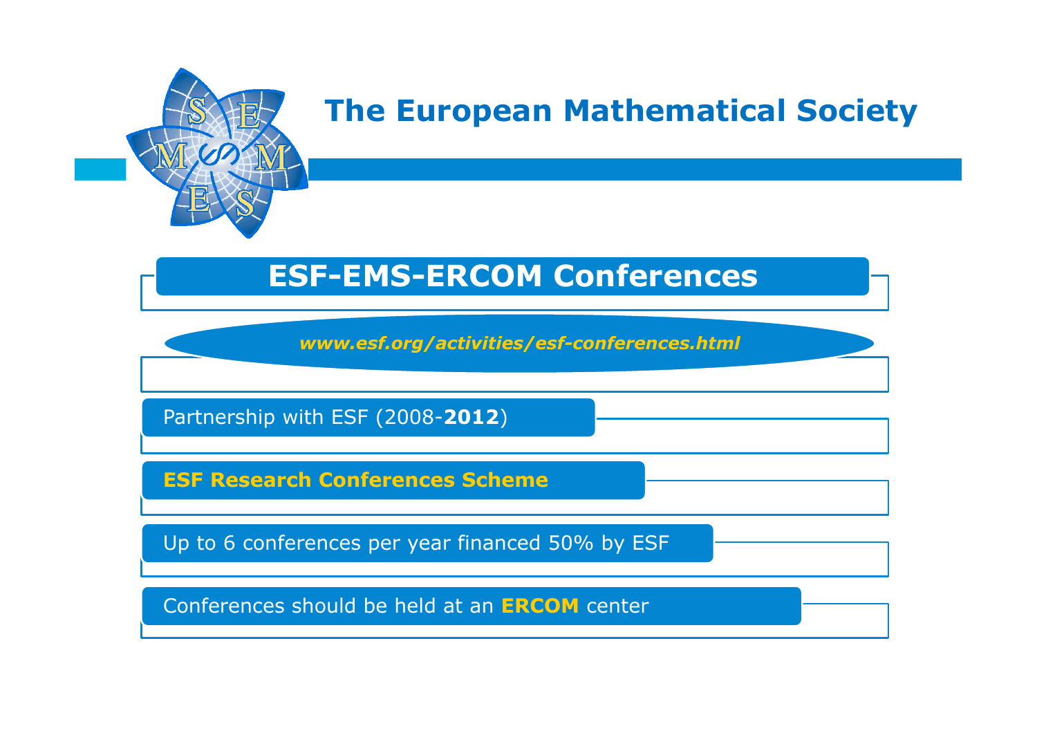# The European Mathematical Society

## ESF-EMS-ERCOM Conferences

*www.esf.org/activities/esf-conferences.html*

- Partnership with ESF (2008-**2012**)
- **ESF Research Conferences Scheme**
- Up to 6 conferences per year financed 50% by ESF
- Conferences should be held at an **ERCOM** center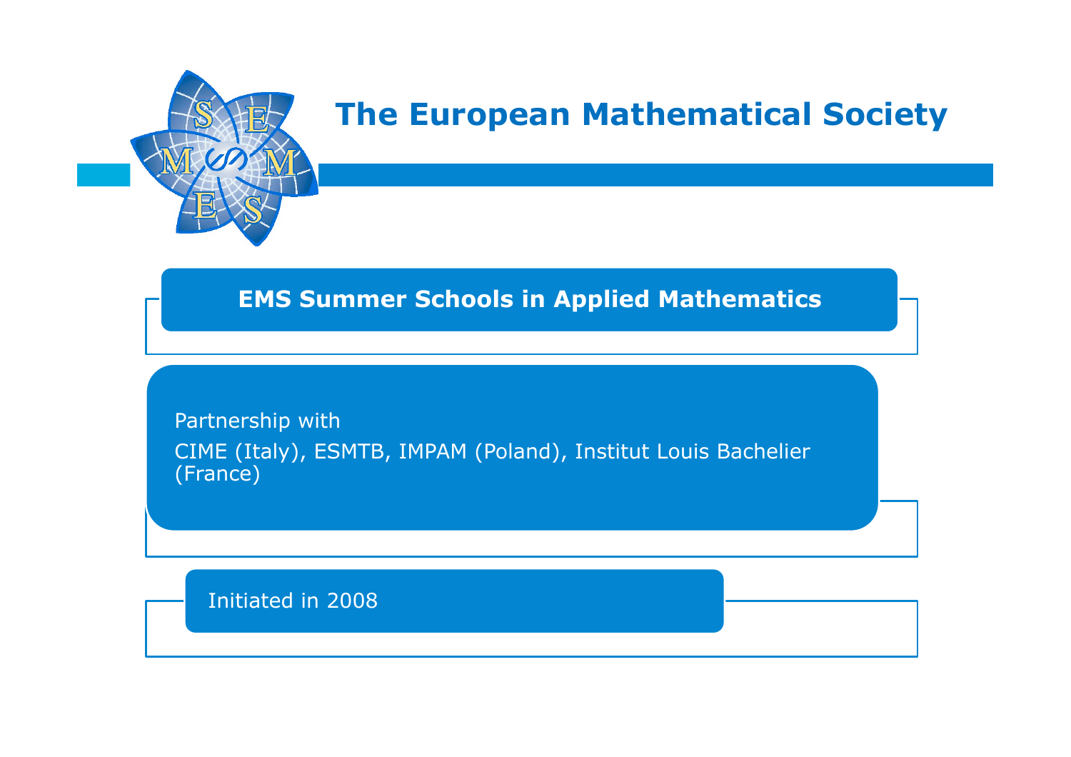# The European Mathematical Society

## EMS Summer Schools in Applied Mathematics

Partnership with

CIME (Italy), ESMTB, IMPAM (Poland), Institut Louis Bachelier (France)

Initiated in 2008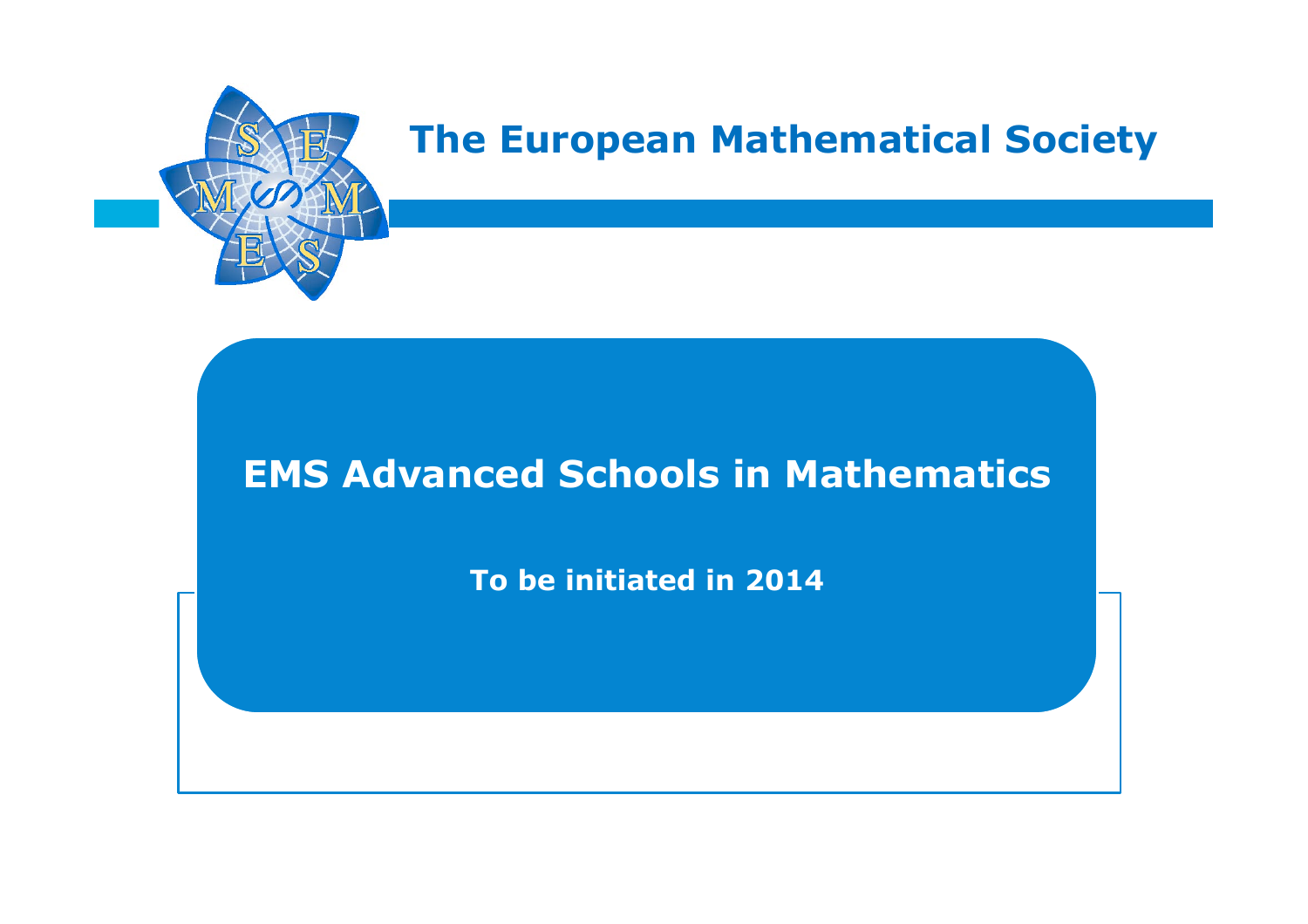# The European Mathematical Society

## EMS Advanced Schools in Mathematics

**To be initiated in 2014**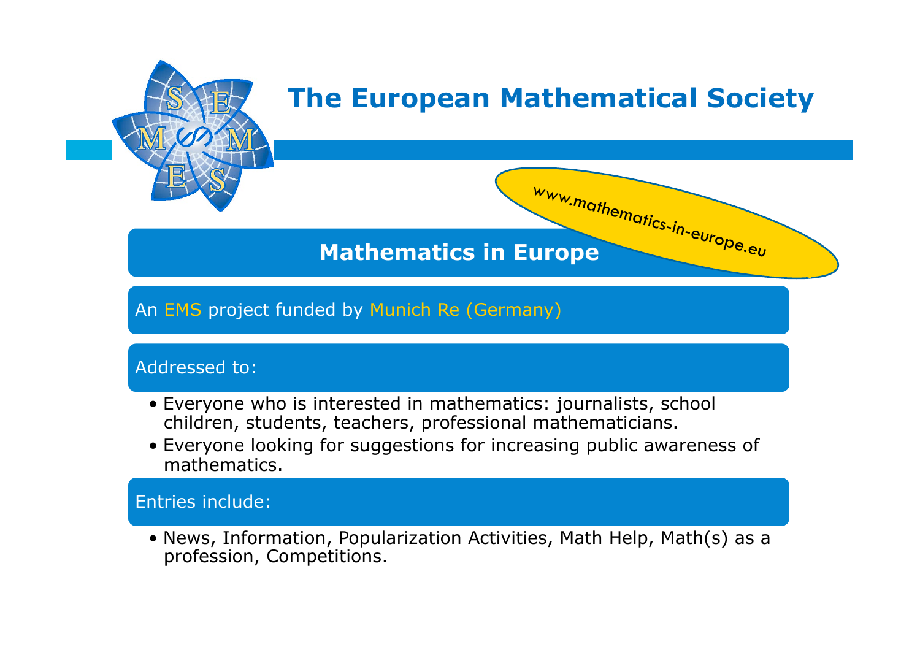# The European Mathematical Society

www.mathematics-in-europe.eu

## Mathematics in Europe

An EMS project funded by Munich Re (Germany)

Addressed to:

- Everyone who is interested in mathematics: journalists, school children, students, teachers, professional mathematicians.
- Everyone looking for suggestions for increasing public awareness of mathematics.

Entries include:

- News, Information, Popularization Activities, Math Help, Math(s) as a profession, Competitions.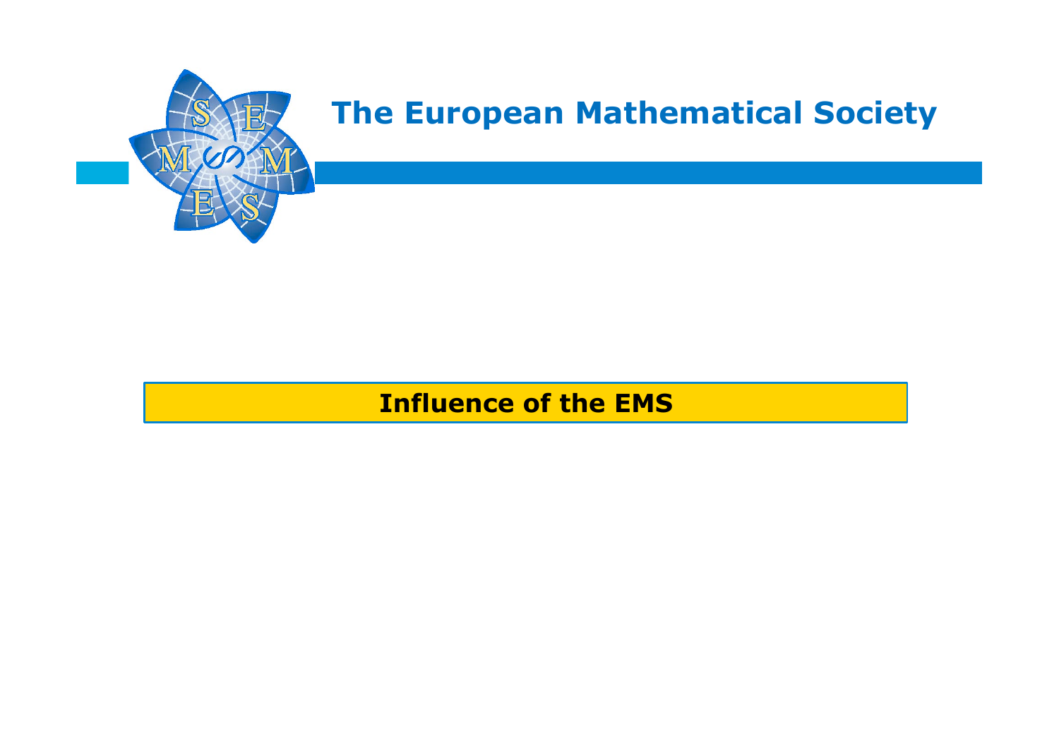# The European Mathematical Society

## Influence of the EMS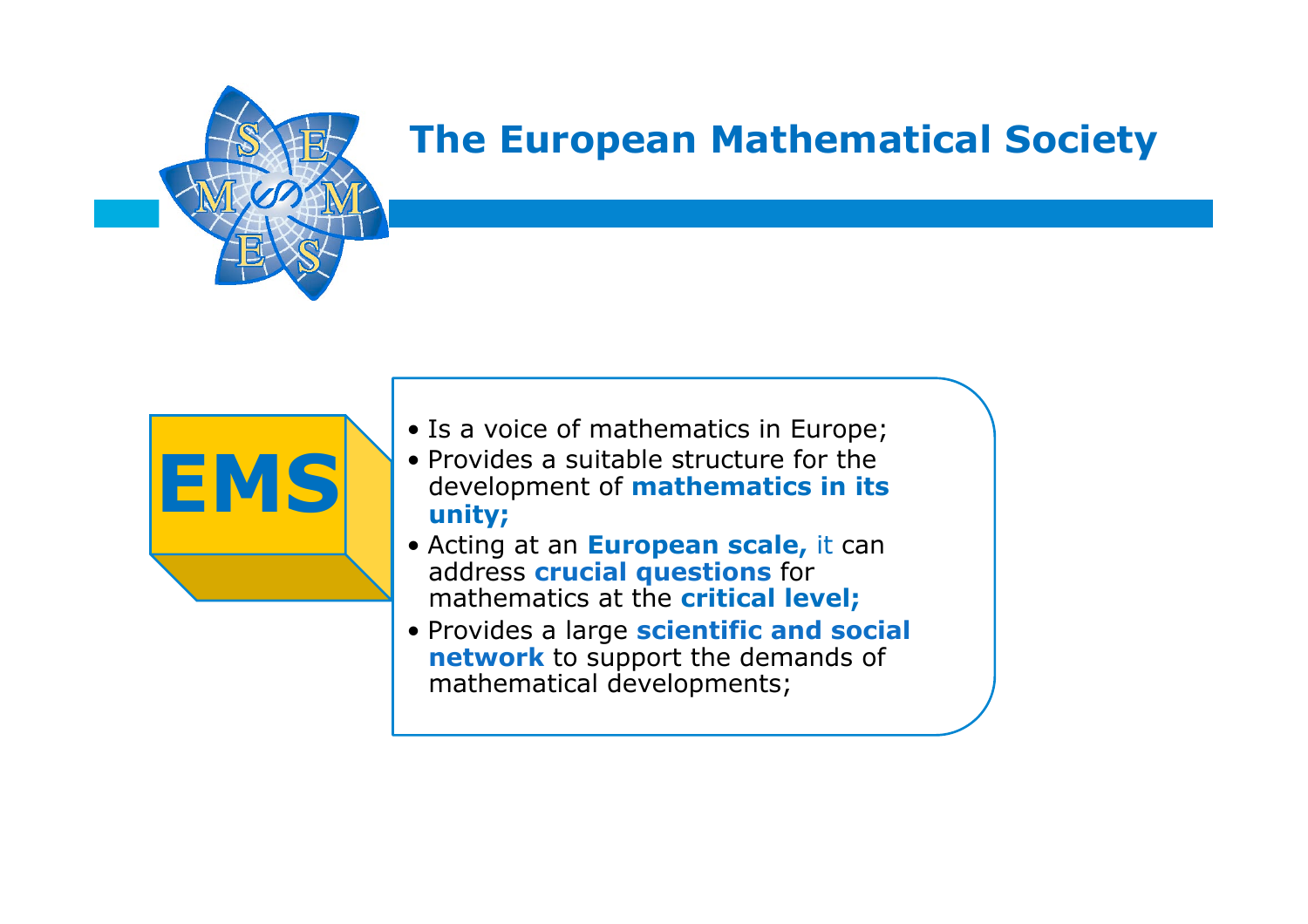# The European Mathematical Society

**EMS**

- Is a voice of mathematics in Europe;
- Provides a suitable structure for the development of **mathematics in its unity;**
- Acting at an **European scale,** it can address **crucial questions** for mathematics at the **critical level;**
- Provides a large **scientific and social network** to support the demands of mathematical developments;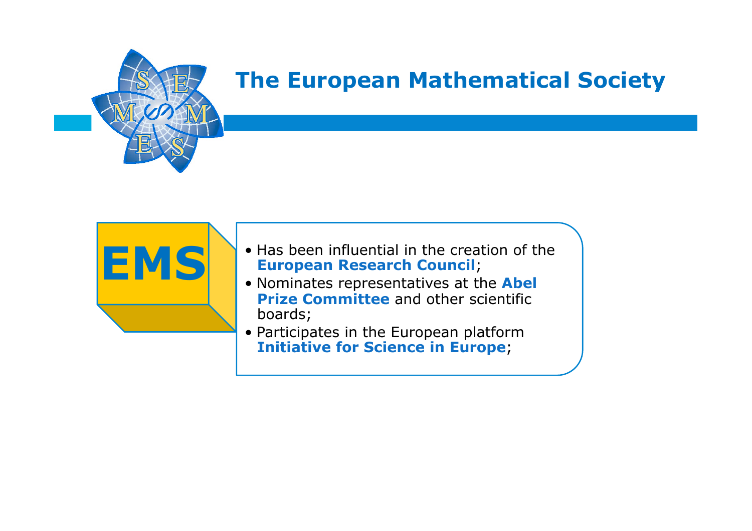# The European Mathematical Society

**EMS**

- Has been influential in the creation of the **European Research Council**;
- Nominates representatives at the **Abel Prize Committee** and other scientific boards;
- Participates in the European platform **Initiative for Science in Europe**;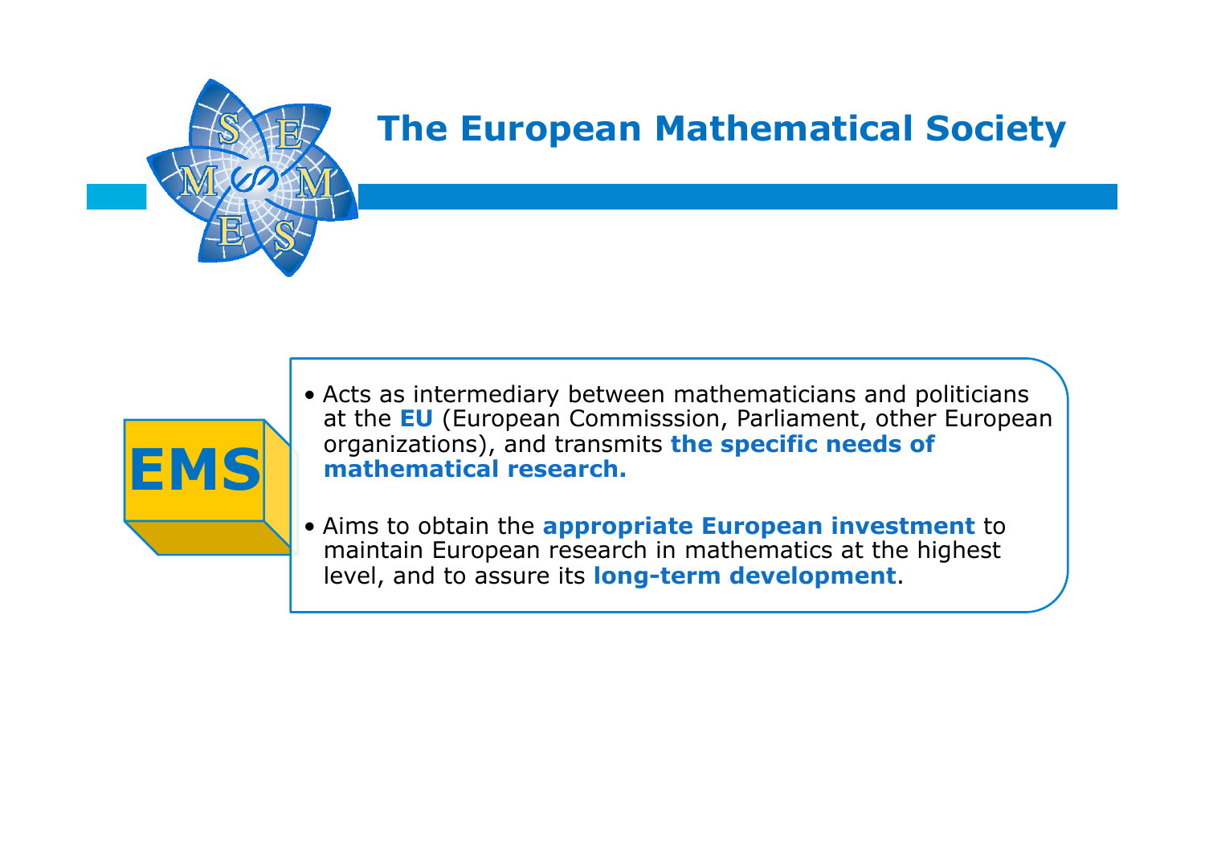# The European Mathematical Society

EMS

- Acts as intermediary between mathematicians and politicians at the **EU** (European Commisssion, Parliament, other European organizations), and transmits **the specific needs of mathematical research.**

- Aims to obtain the **appropriate European investment** to maintain European research in mathematics at the highest level, and to assure its **long-term development**.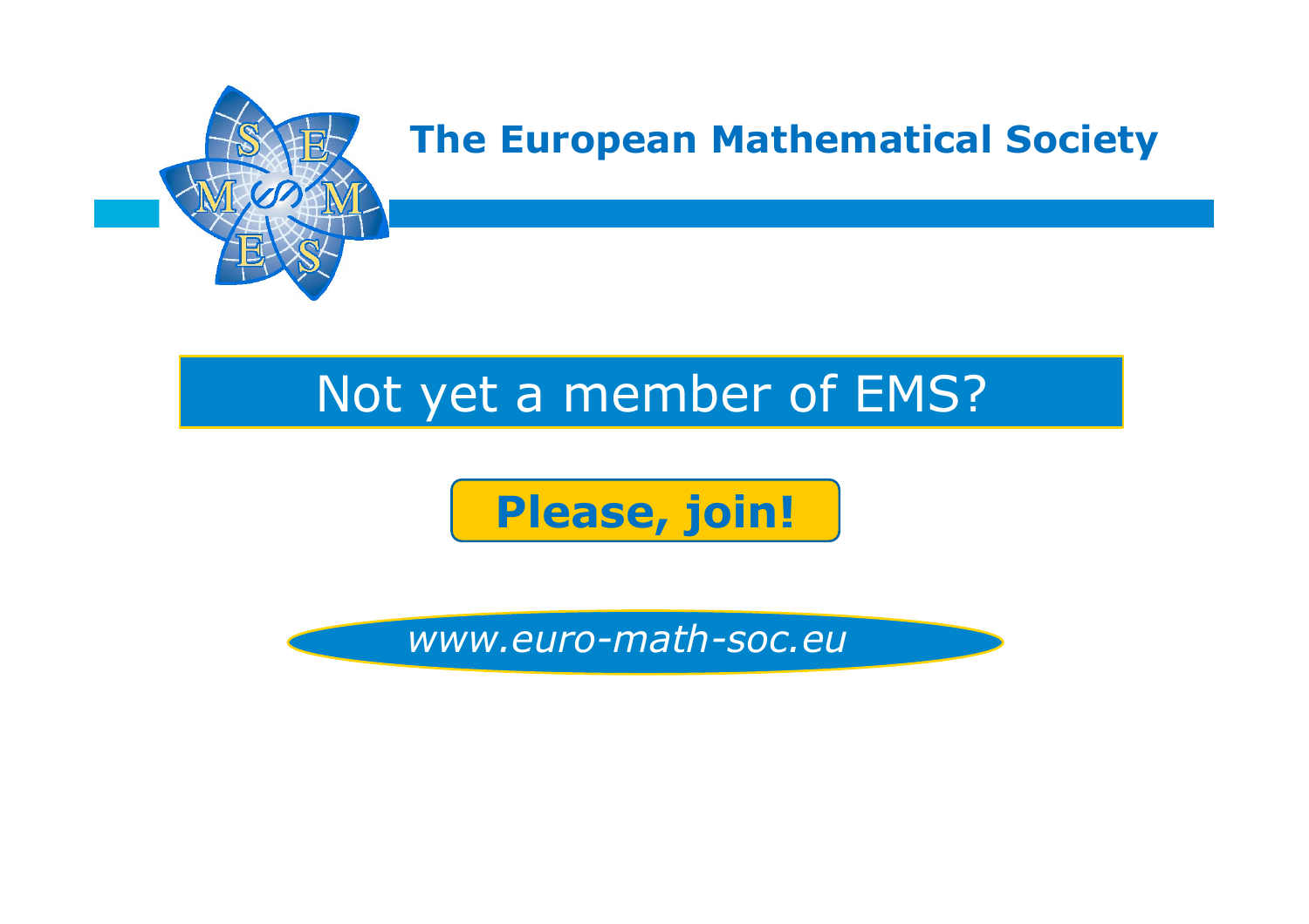**The European Mathematical Society**

Not yet a member of EMS?

**Please, join!**

*www.euro-math-soc.eu*